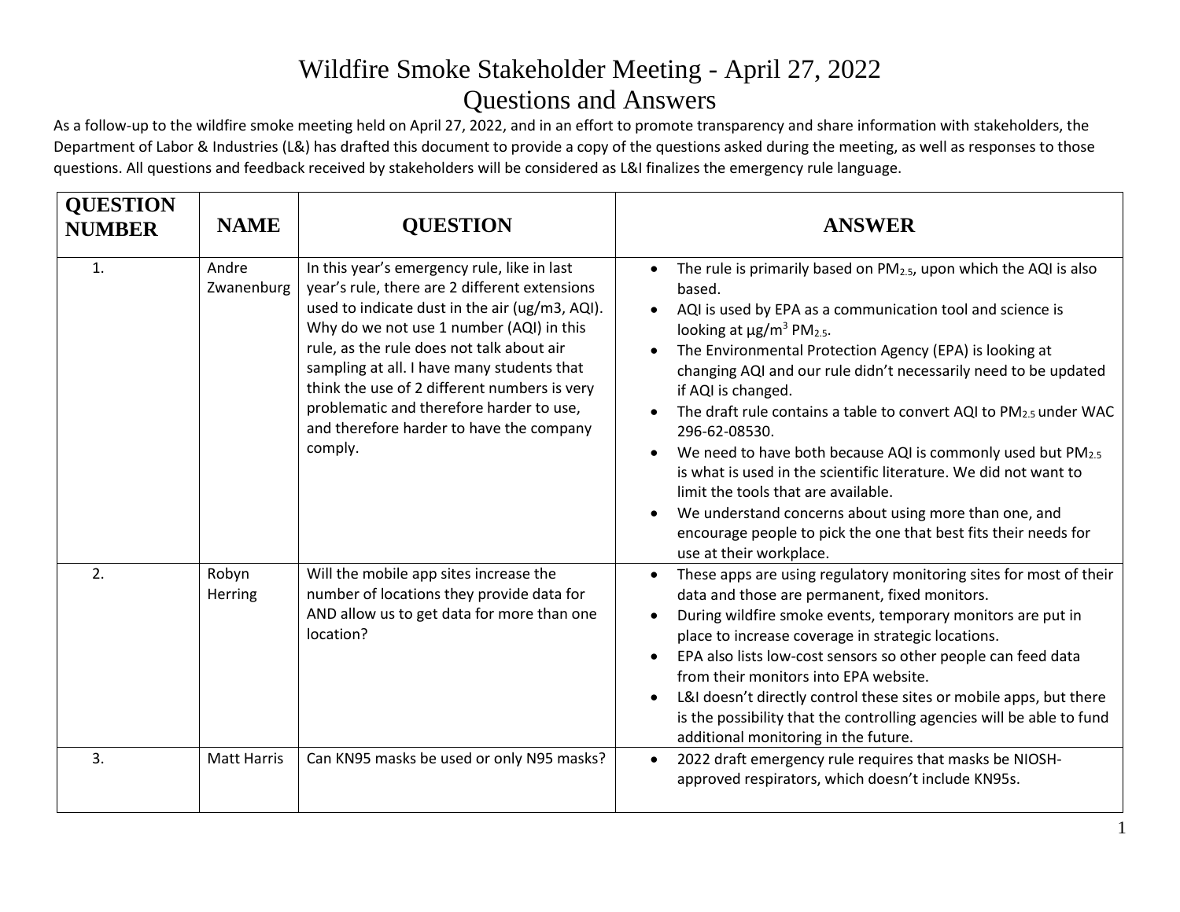# Wildfire Smoke Stakeholder Meeting - April 27, 2022
# Questions and Answers

As a follow-up to the wildfire smoke meeting held on April 27, 2022, and in an effort to promote transparency and share information with stakeholders, the Department of Labor & Industries (L&) has drafted this document to provide a copy of the questions asked during the meeting, as well as responses to those questions. All questions and feedback received by stakeholders will be considered as L&I finalizes the emergency rule language.

| QUESTION NUMBER | NAME | QUESTION | ANSWER |
|---|---|---|---|
| 1. | Andre Zwanenburg | In this year's emergency rule, like in last year's rule, there are 2 different extensions used to indicate dust in the air (ug/m3, AQI). Why do we not use 1 number (AQI) in this rule, as the rule does not talk about air sampling at all. I have many students that think the use of 2 different numbers is very problematic and therefore harder to use, and therefore harder to have the company comply. | • The rule is primarily based on $PM_{2.5}$, upon which the AQI is also based.<br>• AQI is used by EPA as a communication tool and science is looking at $\mu g/m^3$ $PM_{2.5}$.<br>• The Environmental Protection Agency (EPA) is looking at changing AQI and our rule didn't necessarily need to be updated if AQI is changed.<br>• The draft rule contains a table to convert AQI to $PM_{2.5}$ under WAC 296-62-08530.<br>• We need to have both because AQI is commonly used but $PM_{2.5}$ is what is used in the scientific literature. We did not want to limit the tools that are available.<br>• We understand concerns about using more than one, and encourage people to pick the one that best fits their needs for use at their workplace. |
| 2. | Robyn Herring | Will the mobile app sites increase the number of locations they provide data for AND allow us to get data for more than one location? | • These apps are using regulatory monitoring sites for most of their data and those are permanent, fixed monitors.<br>• During wildfire smoke events, temporary monitors are put in place to increase coverage in strategic locations.<br>• EPA also lists low-cost sensors so other people can feed data from their monitors into EPA website.<br>• L&I doesn't directly control these sites or mobile apps, but there is the possibility that the controlling agencies will be able to fund additional monitoring in the future. |
| 3. | Matt Harris | Can KN95 masks be used or only N95 masks? | • 2022 draft emergency rule requires that masks be NIOSH-approved respirators, which doesn't include KN95s. |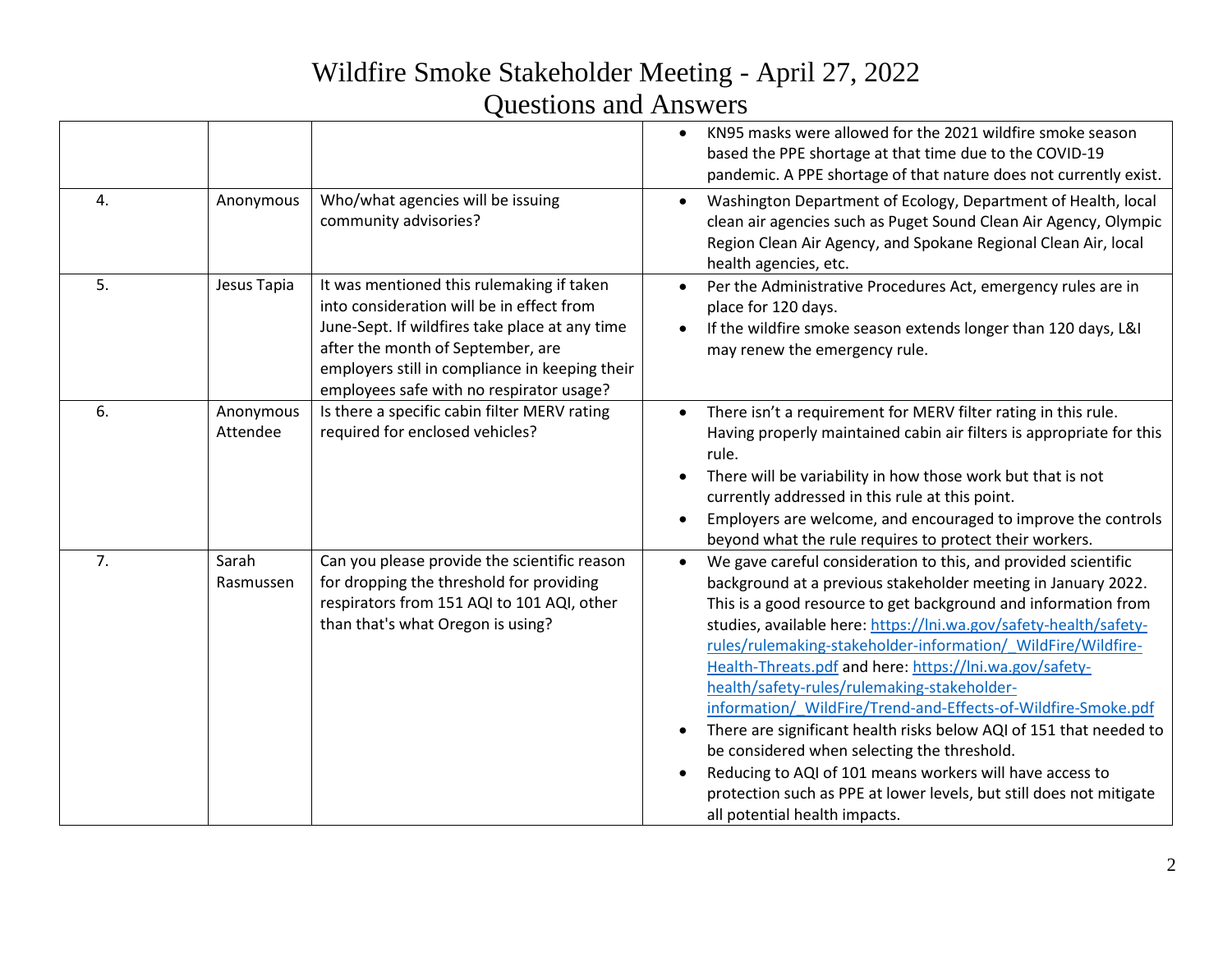# Wildfire Smoke Stakeholder Meeting - April 27, 2022

## Questions and Answers

| | | | |
|---|---|---|---|
| | | | • KN95 masks were allowed for the 2021 wildfire smoke season based the PPE shortage at that time due to the COVID-19 pandemic. A PPE shortage of that nature does not currently exist. |
| 4. | Anonymous | Who/what agencies will be issuing community advisories? | • Washington Department of Ecology, Department of Health, local clean air agencies such as Puget Sound Clean Air Agency, Olympic Region Clean Air Agency, and Spokane Regional Clean Air, local health agencies, etc. |
| 5. | Jesus Tapia | It was mentioned this rulemaking if taken into consideration will be in effect from June-Sept. If wildfires take place at any time after the month of September, are employers still in compliance in keeping their employees safe with no respirator usage? | • Per the Administrative Procedures Act, emergency rules are in place for 120 days.<br>• If the wildfire smoke season extends longer than 120 days, L&I may renew the emergency rule. |
| 6. | Anonymous Attendee | Is there a specific cabin filter MERV rating required for enclosed vehicles? | • There isn't a requirement for MERV filter rating in this rule. Having properly maintained cabin air filters is appropriate for this rule.<br>• There will be variability in how those work but that is not currently addressed in this rule at this point.<br>• Employers are welcome, and encouraged to improve the controls beyond what the rule requires to protect their workers. |
| 7. | Sarah Rasmussen | Can you please provide the scientific reason for dropping the threshold for providing respirators from 151 AQI to 101 AQI, other than that's what Oregon is using? | • We gave careful consideration to this, and provided scientific background at a previous stakeholder meeting in January 2022. This is a good resource to get background and information from studies, available here: https://lni.wa.gov/safety-health/safety-rules/rulemaking-stakeholder-information/_WildFire/Wildfire-Health-Threats.pdf and here: https://lni.wa.gov/safety-health/safety-rules/rulemaking-stakeholder-information/_WildFire/Trend-and-Effects-of-Wildfire-Smoke.pdf<br>• There are significant health risks below AQI of 151 that needed to be considered when selecting the threshold.<br>• Reducing to AQI of 101 means workers will have access to protection such as PPE at lower levels, but still does not mitigate all potential health impacts. |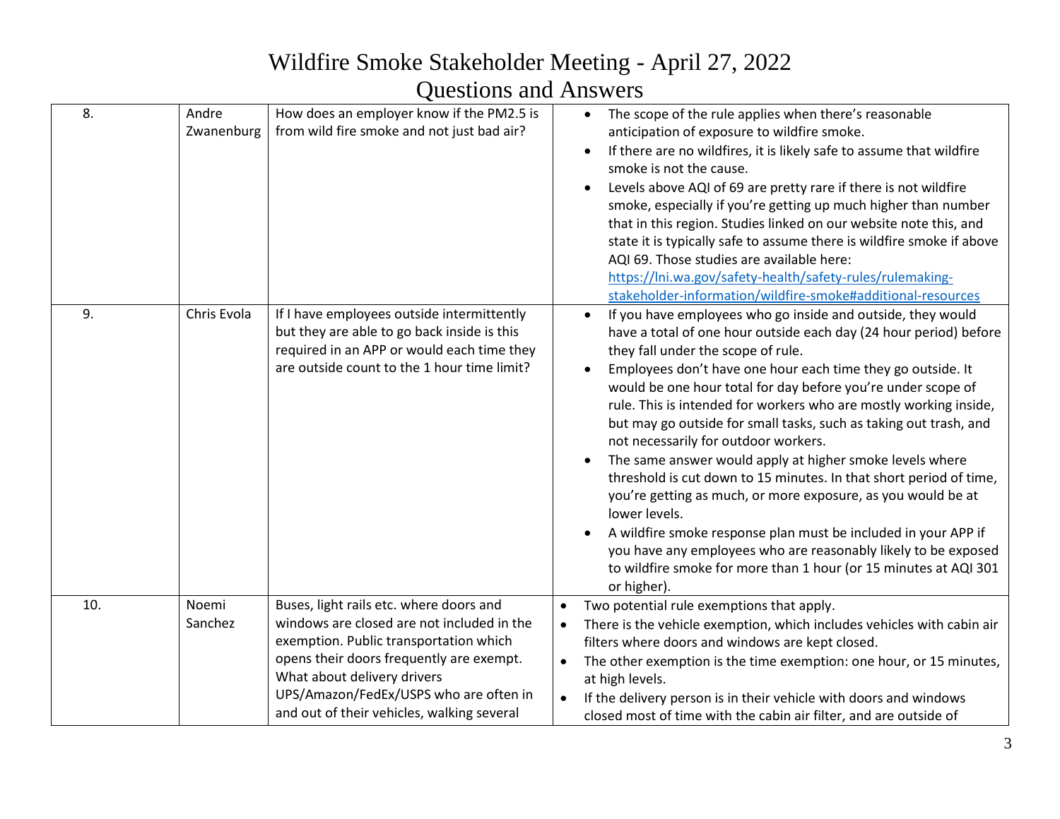# Wildfire Smoke Stakeholder Meeting - April 27, 2022

## Questions and Answers

| | | | |
|---|---|---|---|
| 8. | Andre Zwanenburg | How does an employer know if the PM2.5 is from wild fire smoke and not just bad air? | <ul><li>The scope of the rule applies when there's reasonable anticipation of exposure to wildfire smoke.</li><li>If there are no wildfires, it is likely safe to assume that wildfire smoke is not the cause.</li><li>Levels above AQI of 69 are pretty rare if there is not wildfire smoke, especially if you're getting up much higher than number that in this region. Studies linked on our website note this, and state it is typically safe to assume there is wildfire smoke if above AQI 69. Those studies are available here: [https://lni.wa.gov/safety-health/safety-rules/rulemaking-stakeholder-information/wildfire-smoke#additional-resources](https://lni.wa.gov/safety-health/safety-rules/rulemaking-stakeholder-information/wildfire-smoke#additional-resources)</li></ul> |
| 9. | Chris Evola | If I have employees outside intermittently but they are able to go back inside is this required in an APP or would each time they are outside count to the 1 hour time limit? | <ul><li>If you have employees who go inside and outside, they would have a total of one hour outside each day (24 hour period) before they fall under the scope of rule.</li><li>Employees don't have one hour each time they go outside. It would be one hour total for day before you're under scope of rule. This is intended for workers who are mostly working inside, but may go outside for small tasks, such as taking out trash, and not necessarily for outdoor workers.</li><li>The same answer would apply at higher smoke levels where threshold is cut down to 15 minutes. In that short period of time, you're getting as much, or more exposure, as you would be at lower levels.</li><li>A wildfire smoke response plan must be included in your APP if you have any employees who are reasonably likely to be exposed to wildfire smoke for more than 1 hour (or 15 minutes at AQI 301 or higher).</li></ul> |
| 10. | Noemi Sanchez | Buses, light rails etc. where doors and windows are closed are not included in the exemption. Public transportation which opens their doors frequently are exempt. What about delivery drivers UPS/Amazon/FedEx/USPS who are often in and out of their vehicles, walking several | <ul><li>Two potential rule exemptions that apply.</li><li>There is the vehicle exemption, which includes vehicles with cabin air filters where doors and windows are kept closed.</li><li>The other exemption is the time exemption: one hour, or 15 minutes, at high levels.</li><li>If the delivery person is in their vehicle with doors and windows closed most of time with the cabin air filter, and are outside of</li></ul> |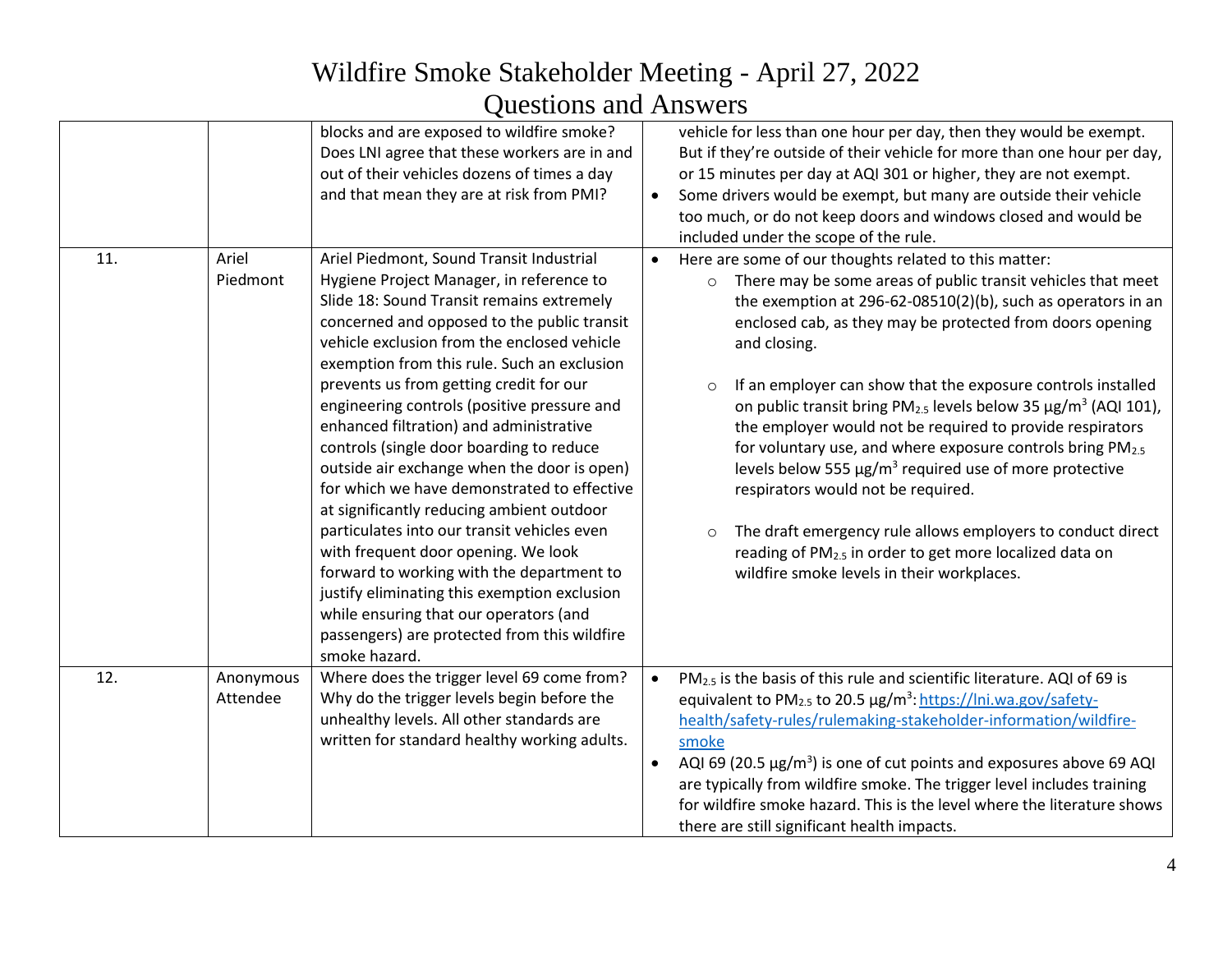| | | | |
|---|---|---|---|
| | | blocks and are exposed to wildfire smoke? Does LNI agree that these workers are in and out of their vehicles dozens of times a day and that mean they are at risk from PMI? | vehicle for less than one hour per day, then they would be exempt. But if they're outside of their vehicle for more than one hour per day, or 15 minutes per day at AQI 301 or higher, they are not exempt.<br>• Some drivers would be exempt, but many are outside their vehicle too much, or do not keep doors and windows closed and would be included under the scope of the rule. |
| 11. | Ariel Piedmont | Ariel Piedmont, Sound Transit Industrial Hygiene Project Manager, in reference to Slide 18: Sound Transit remains extremely concerned and opposed to the public transit vehicle exclusion from the enclosed vehicle exemption from this rule. Such an exclusion prevents us from getting credit for our engineering controls (positive pressure and enhanced filtration) and administrative controls (single door boarding to reduce outside air exchange when the door is open) for which we have demonstrated to effective at significantly reducing ambient outdoor particulates into our transit vehicles even with frequent door opening. We look forward to working with the department to justify eliminating this exemption exclusion while ensuring that our operators (and passengers) are protected from this wildfire smoke hazard. | • Here are some of our thoughts related to this matter:<br>&nbsp;&nbsp;○ There may be some areas of public transit vehicles that meet the exemption at 296-62-08510(2)(b), such as operators in an enclosed cab, as they may be protected from doors opening and closing.<br>&nbsp;&nbsp;○ If an employer can show that the exposure controls installed on public transit bring $PM_{2.5}$ levels below 35 µg/m$^3$ (AQI 101), the employer would not be required to provide respirators for voluntary use, and where exposure controls bring $PM_{2.5}$ levels below 555 µg/m$^3$ required use of more protective respirators would not be required.<br>&nbsp;&nbsp;○ The draft emergency rule allows employers to conduct direct reading of $PM_{2.5}$ in order to get more localized data on wildfire smoke levels in their workplaces. |
| 12. | Anonymous Attendee | Where does the trigger level 69 come from? Why do the trigger levels begin before the unhealthy levels. All other standards are written for standard healthy working adults. | • $PM_{2.5}$ is the basis of this rule and scientific literature. AQI of 69 is equivalent to $PM_{2.5}$ to 20.5 µg/m$^3$: [https://lni.wa.gov/safety-health/safety-rules/rulemaking-stakeholder-information/wildfire-smoke](https://lni.wa.gov/safety-health/safety-rules/rulemaking-stakeholder-information/wildfire-smoke)<br>• AQI 69 (20.5 µg/m$^3$) is one of cut points and exposures above 69 AQI are typically from wildfire smoke. The trigger level includes training for wildfire smoke hazard. This is the level where the literature shows there are still significant health impacts. |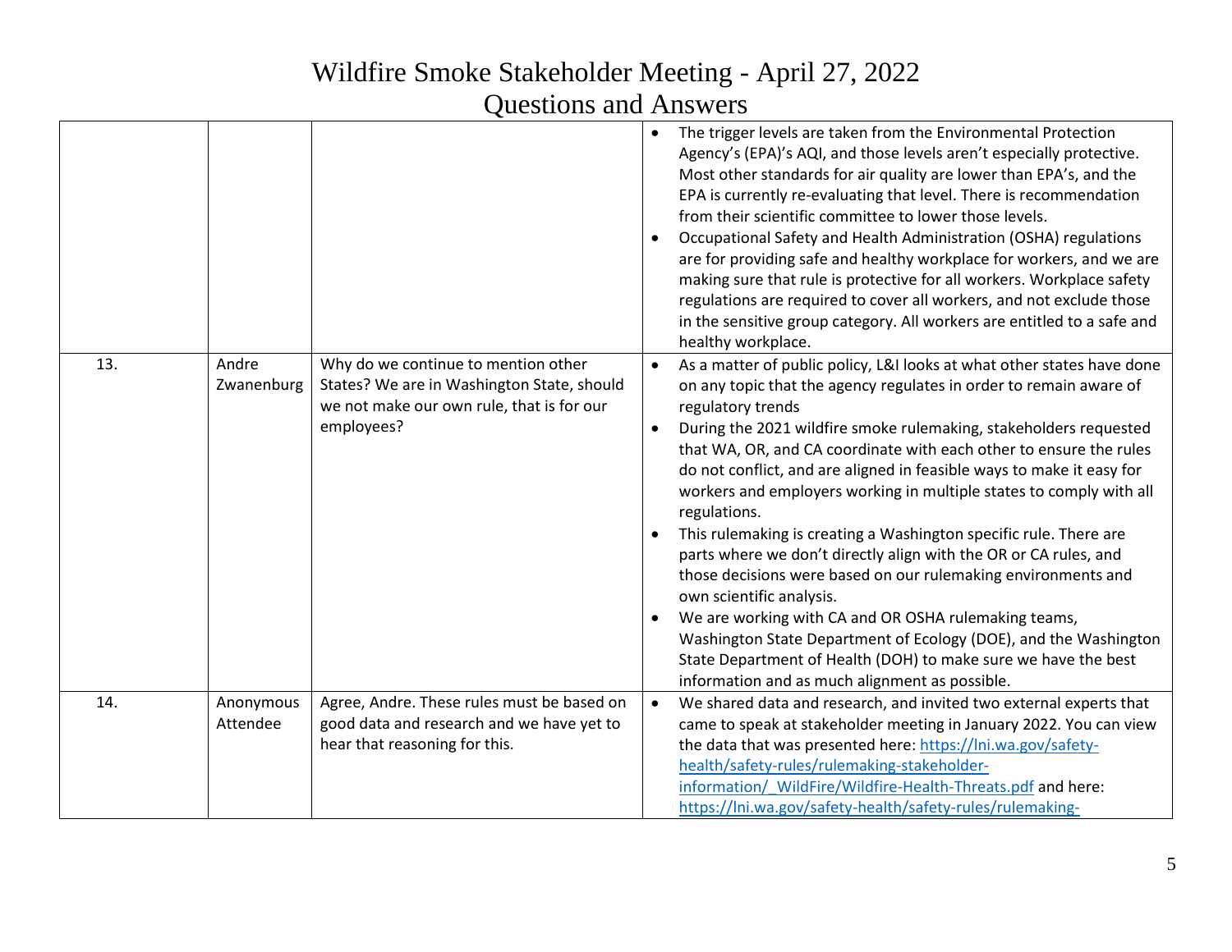# Wildfire Smoke Stakeholder Meeting - April 27, 2022
## Questions and Answers

| | | | |
|---|---|---|---|
| | | | • The trigger levels are taken from the Environmental Protection Agency's (EPA)'s AQI, and those levels aren't especially protective. Most other standards for air quality are lower than EPA's, and the EPA is currently re-evaluating that level. There is recommendation from their scientific committee to lower those levels.<br>• Occupational Safety and Health Administration (OSHA) regulations are for providing safe and healthy workplace for workers, and we are making sure that rule is protective for all workers. Workplace safety regulations are required to cover all workers, and not exclude those in the sensitive group category. All workers are entitled to a safe and healthy workplace. |
| 13. | Andre Zwanenburg | Why do we continue to mention other States? We are in Washington State, should we not make our own rule, that is for our employees? | • As a matter of public policy, L&I looks at what other states have done on any topic that the agency regulates in order to remain aware of regulatory trends<br>• During the 2021 wildfire smoke rulemaking, stakeholders requested that WA, OR, and CA coordinate with each other to ensure the rules do not conflict, and are aligned in feasible ways to make it easy for workers and employers working in multiple states to comply with all regulations.<br>• This rulemaking is creating a Washington specific rule. There are parts where we don't directly align with the OR or CA rules, and those decisions were based on our rulemaking environments and own scientific analysis.<br>• We are working with CA and OR OSHA rulemaking teams, Washington State Department of Ecology (DOE), and the Washington State Department of Health (DOH) to make sure we have the best information and as much alignment as possible. |
| 14. | Anonymous Attendee | Agree, Andre. These rules must be based on good data and research and we have yet to hear that reasoning for this. | • We shared data and research, and invited two external experts that came to speak at stakeholder meeting in January 2022. You can view the data that was presented here: https://lni.wa.gov/safety-health/safety-rules/rulemaking-stakeholder-information/_WildFire/Wildfire-Health-Threats.pdf and here: https://lni.wa.gov/safety-health/safety-rules/rulemaking- |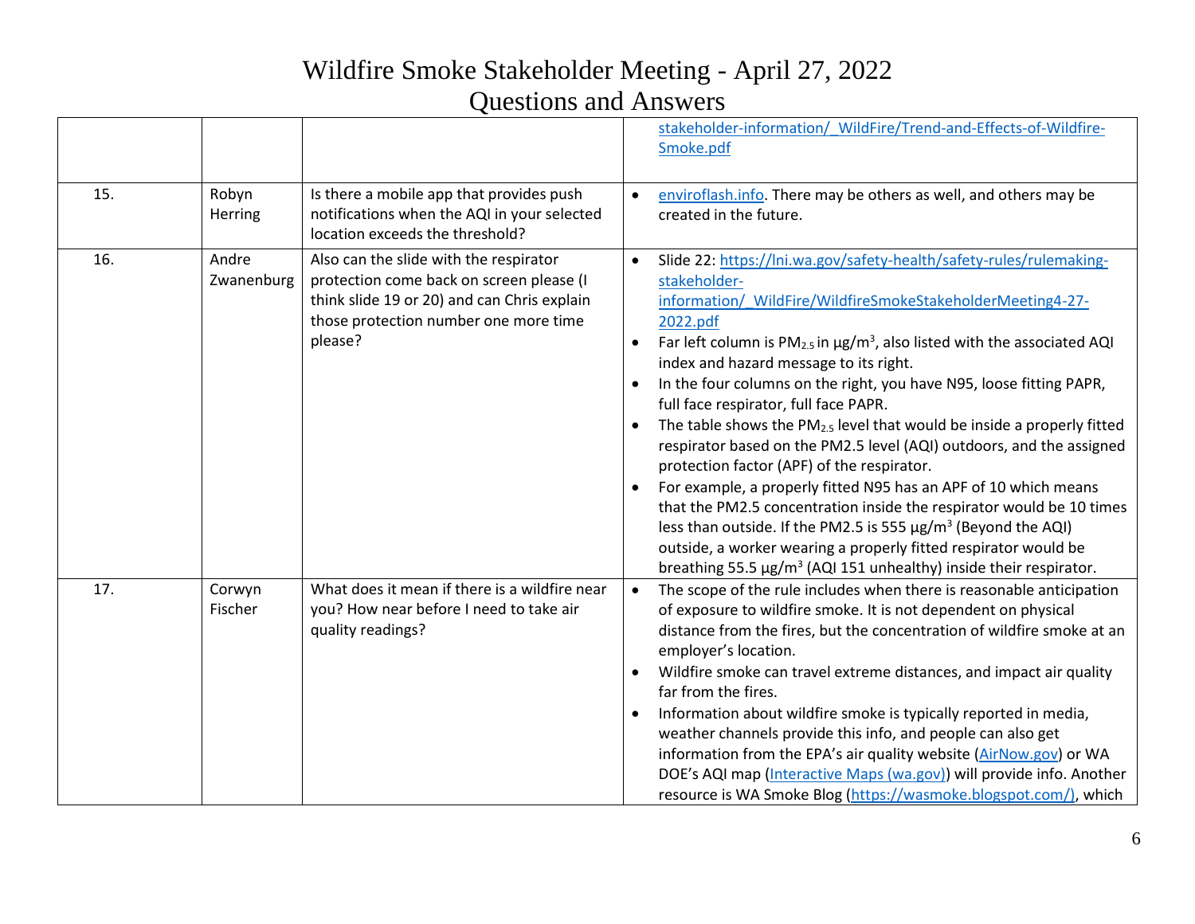# Wildfire Smoke Stakeholder Meeting - April 27, 2022
## Questions and Answers

| | | | |
|---|---|---|---|
| | | | stakeholder-information/_WildFire/Trend-and-Effects-of-Wildfire-Smoke.pdf |
| 15. | Robyn Herring | Is there a mobile app that provides push notifications when the AQI in your selected location exceeds the threshold? | • enviroflash.info. There may be others as well, and others may be created in the future. |
| 16. | Andre Zwanenburg | Also can the slide with the respirator protection come back on screen please (I think slide 19 or 20) and can Chris explain those protection number one more time please? | • Slide 22: https://lni.wa.gov/safety-health/safety-rules/rulemaking-stakeholder-information/_WildFire/WildfireSmokeStakeholderMeeting4-27-2022.pdf<br>• Far left column is $PM_{2.5}$ in µg/m$^3$, also listed with the associated AQI index and hazard message to its right.<br>• In the four columns on the right, you have N95, loose fitting PAPR, full face respirator, full face PAPR.<br>• The table shows the $PM_{2.5}$ level that would be inside a properly fitted respirator based on the PM2.5 level (AQI) outdoors, and the assigned protection factor (APF) of the respirator.<br>• For example, a properly fitted N95 has an APF of 10 which means that the PM2.5 concentration inside the respirator would be 10 times less than outside. If the PM2.5 is 555 µg/m$^3$ (Beyond the AQI) outside, a worker wearing a properly fitted respirator would be breathing 55.5 µg/m$^3$ (AQI 151 unhealthy) inside their respirator. |
| 17. | Corwyn Fischer | What does it mean if there is a wildfire near you? How near before I need to take air quality readings? | • The scope of the rule includes when there is reasonable anticipation of exposure to wildfire smoke. It is not dependent on physical distance from the fires, but the concentration of wildfire smoke at an employer's location.<br>• Wildfire smoke can travel extreme distances, and impact air quality far from the fires.<br>• Information about wildfire smoke is typically reported in media, weather channels provide this info, and people can also get information from the EPA's air quality website (AirNow.gov) or WA DOE's AQI map (Interactive Maps (wa.gov)) will provide info. Another resource is WA Smoke Blog (https://wasmoke.blogspot.com/), which |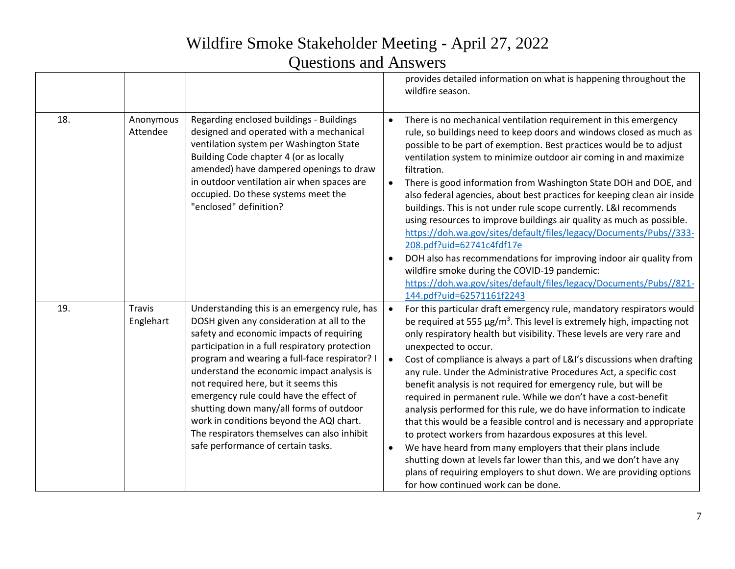# Wildfire Smoke Stakeholder Meeting - April 27, 2022
## Questions and Answers

| | | | |
|---|---|---|---|
| | | | provides detailed information on what is happening throughout the wildfire season. |
| 18. | Anonymous Attendee | Regarding enclosed buildings - Buildings designed and operated with a mechanical ventilation system per Washington State Building Code chapter 4 (or as locally amended) have dampered openings to draw in outdoor ventilation air when spaces are occupied. Do these systems meet the "enclosed" definition? | • There is no mechanical ventilation requirement in this emergency rule, so buildings need to keep doors and windows closed as much as possible to be part of exemption. Best practices would be to adjust ventilation system to minimize outdoor air coming in and maximize filtration.<br>• There is good information from Washington State DOH and DOE, and also federal agencies, about best practices for keeping clean air inside buildings. This is not under rule scope currently. L&I recommends using resources to improve buildings air quality as much as possible. https://doh.wa.gov/sites/default/files/legacy/Documents/Pubs//333-208.pdf?uid=62741c4fdf17e<br>• DOH also has recommendations for improving indoor air quality from wildfire smoke during the COVID-19 pandemic: https://doh.wa.gov/sites/default/files/legacy/Documents/Pubs//821-144.pdf?uid=62571161f2243 |
| 19. | Travis Englehart | Understanding this is an emergency rule, has DOSH given any consideration at all to the safety and economic impacts of requiring participation in a full respiratory protection program and wearing a full-face respirator? I understand the economic impact analysis is not required here, but it seems this emergency rule could have the effect of shutting down many/all forms of outdoor work in conditions beyond the AQI chart. The respirators themselves can also inhibit safe performance of certain tasks. | • For this particular draft emergency rule, mandatory respirators would be required at 555 µg/m³. This level is extremely high, impacting not only respiratory health but visibility. These levels are very rare and unexpected to occur.<br>• Cost of compliance is always a part of L&I's discussions when drafting any rule. Under the Administrative Procedures Act, a specific cost benefit analysis is not required for emergency rule, but will be required in permanent rule. While we don't have a cost-benefit analysis performed for this rule, we do have information to indicate that this would be a feasible control and is necessary and appropriate to protect workers from hazardous exposures at this level.<br>• We have heard from many employers that their plans include shutting down at levels far lower than this, and we don't have any plans of requiring employers to shut down. We are providing options for how continued work can be done. |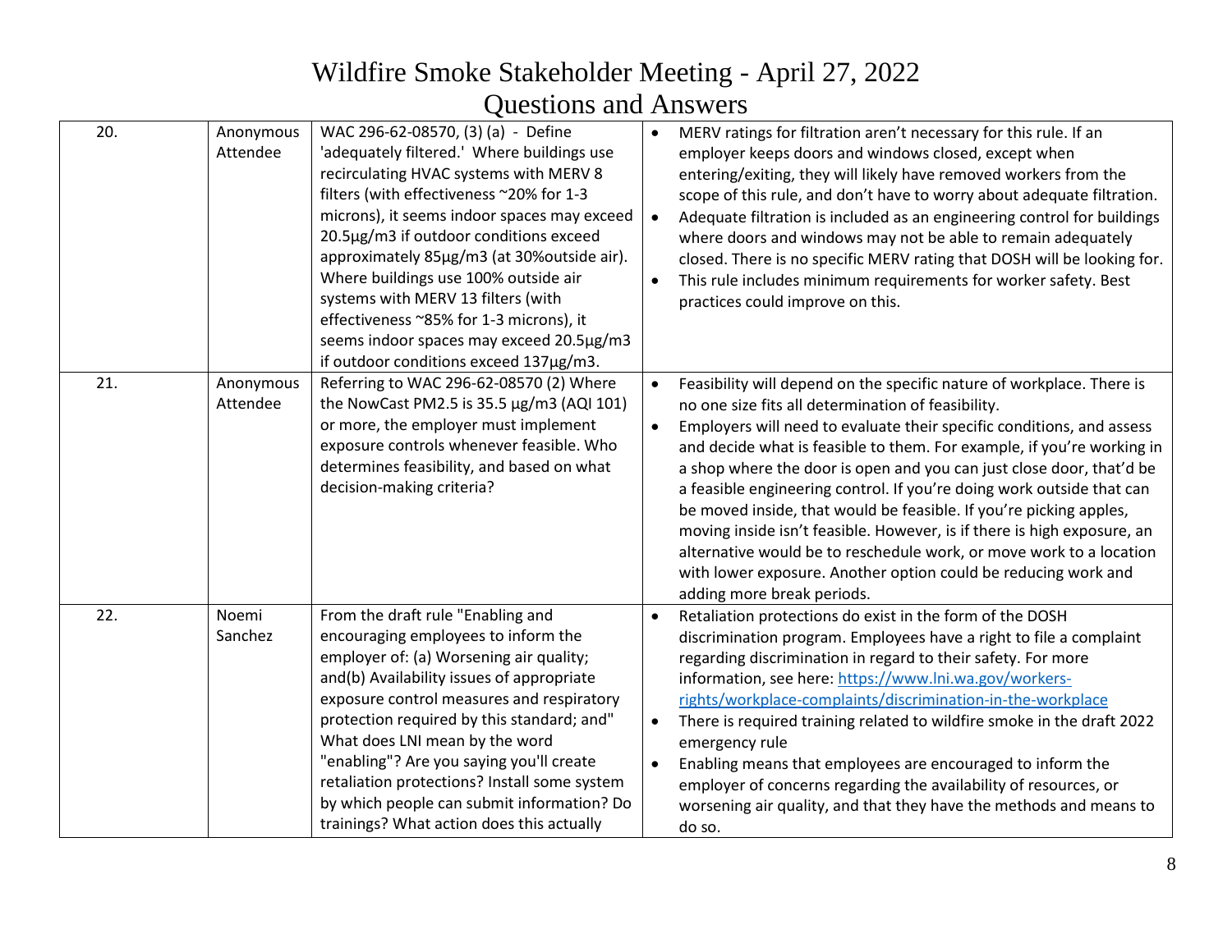# Wildfire Smoke Stakeholder Meeting - April 27, 2022

## Questions and Answers

| | | | |
|---|---|---|---|
| 20. | Anonymous Attendee | WAC 296-62-08570, (3) (a) - Define 'adequately filtered.' Where buildings use recirculating HVAC systems with MERV 8 filters (with effectiveness ~20% for 1-3 microns), it seems indoor spaces may exceed 20.5µg/m3 if outdoor conditions exceed approximately 85µg/m3 (at 30%outside air). Where buildings use 100% outside air systems with MERV 13 filters (with effectiveness ~85% for 1-3 microns), it seems indoor spaces may exceed 20.5µg/m3 if outdoor conditions exceed 137µg/m3. | • MERV ratings for filtration aren't necessary for this rule. If an employer keeps doors and windows closed, except when entering/exiting, they will likely have removed workers from the scope of this rule, and don't have to worry about adequate filtration.<br>• Adequate filtration is included as an engineering control for buildings where doors and windows may not be able to remain adequately closed. There is no specific MERV rating that DOSH will be looking for.<br>• This rule includes minimum requirements for worker safety. Best practices could improve on this. |
| 21. | Anonymous Attendee | Referring to WAC 296-62-08570 (2) Where the NowCast PM2.5 is 35.5 µg/m3 (AQI 101) or more, the employer must implement exposure controls whenever feasible. Who determines feasibility, and based on what decision-making criteria? | • Feasibility will depend on the specific nature of workplace. There is no one size fits all determination of feasibility.<br>• Employers will need to evaluate their specific conditions, and assess and decide what is feasible to them. For example, if you're working in a shop where the door is open and you can just close door, that'd be a feasible engineering control. If you're doing work outside that can be moved inside, that would be feasible. If you're picking apples, moving inside isn't feasible. However, is if there is high exposure, an alternative would be to reschedule work, or move work to a location with lower exposure. Another option could be reducing work and adding more break periods. |
| 22. | Noemi Sanchez | From the draft rule "Enabling and encouraging employees to inform the employer of: (a) Worsening air quality; and(b) Availability issues of appropriate exposure control measures and respiratory protection required by this standard; and" What does LNI mean by the word "enabling"? Are you saying you'll create retaliation protections? Install some system by which people can submit information? Do trainings? What action does this actually | • Retaliation protections do exist in the form of the DOSH discrimination program. Employees have a right to file a complaint regarding discrimination in regard to their safety. For more information, see here: [https://www.lni.wa.gov/workers-rights/workplace-complaints/discrimination-in-the-workplace](https://www.lni.wa.gov/workers-rights/workplace-complaints/discrimination-in-the-workplace)<br>• There is required training related to wildfire smoke in the draft 2022 emergency rule<br>• Enabling means that employees are encouraged to inform the employer of concerns regarding the availability of resources, or worsening air quality, and that they have the methods and means to do so. |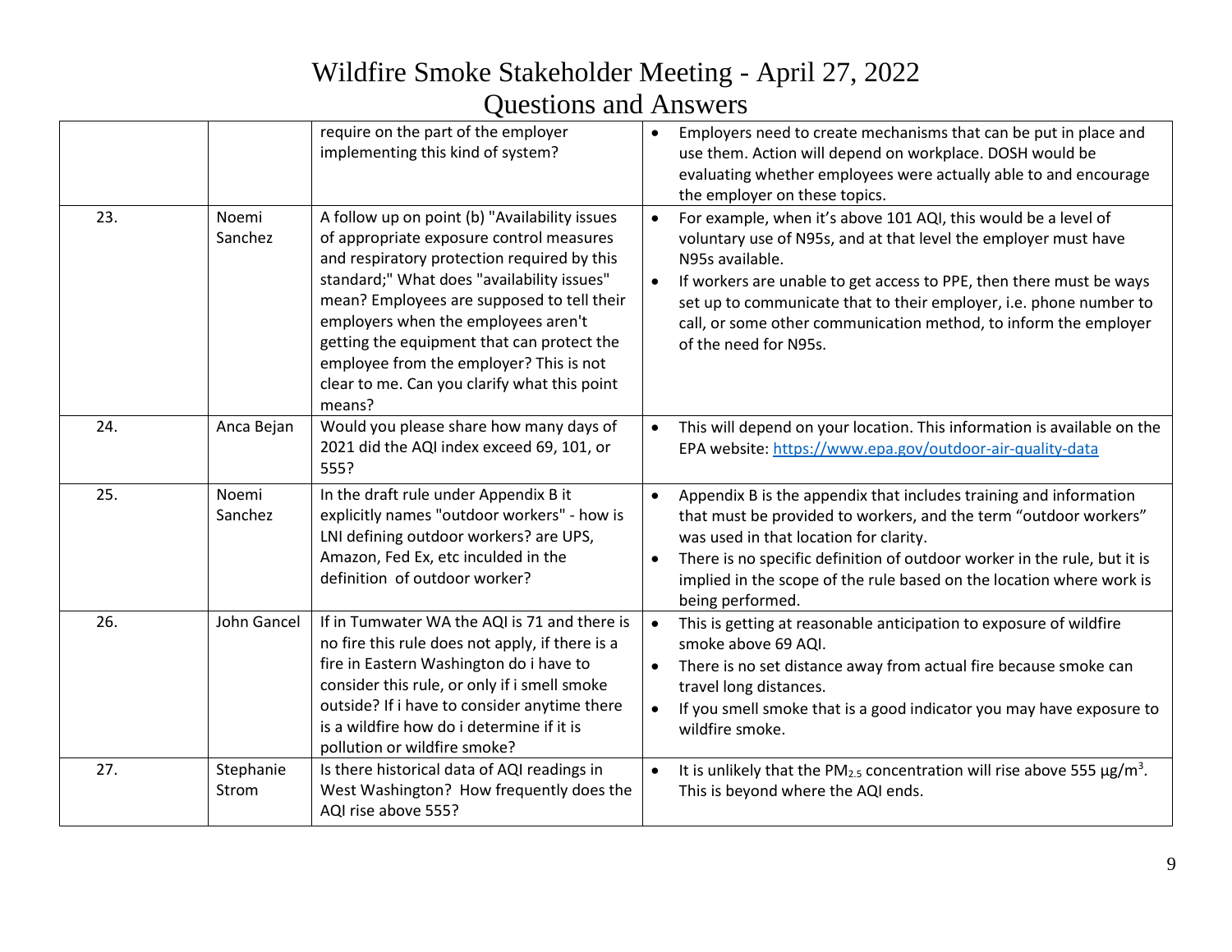# Wildfire Smoke Stakeholder Meeting - April 27, 2022

## Questions and Answers

| | | | |
|---|---|---|---|
| | | require on the part of the employer implementing this kind of system? | • Employers need to create mechanisms that can be put in place and use them. Action will depend on workplace. DOSH would be evaluating whether employees were actually able to and encourage the employer on these topics. |
| 23. | Noemi Sanchez | A follow up on point (b) "Availability issues of appropriate exposure control measures and respiratory protection required by this standard;" What does "availability issues" mean? Employees are supposed to tell their employers when the employees aren't getting the equipment that can protect the employee from the employer? This is not clear to me. Can you clarify what this point means? | • For example, when it's above 101 AQI, this would be a level of voluntary use of N95s, and at that level the employer must have N95s available.<br>• If workers are unable to get access to PPE, then there must be ways set up to communicate that to their employer, i.e. phone number to call, or some other communication method, to inform the employer of the need for N95s. |
| 24. | Anca Bejan | Would you please share how many days of 2021 did the AQI index exceed 69, 101, or 555? | • This will depend on your location. This information is available on the EPA website: [https://www.epa.gov/outdoor-air-quality-data](https://www.epa.gov/outdoor-air-quality-data) |
| 25. | Noemi Sanchez | In the draft rule under Appendix B it explicitly names "outdoor workers" - how is LNI defining outdoor workers? are UPS, Amazon, Fed Ex, etc inculded in the definition of outdoor worker? | • Appendix B is the appendix that includes training and information that must be provided to workers, and the term "outdoor workers" was used in that location for clarity.<br>• There is no specific definition of outdoor worker in the rule, but it is implied in the scope of the rule based on the location where work is being performed. |
| 26. | John Gancel | If in Tumwater WA the AQI is 71 and there is no fire this rule does not apply, if there is a fire in Eastern Washington do i have to consider this rule, or only if i smell smoke outside? If i have to consider anytime there is a wildfire how do i determine if it is pollution or wildfire smoke? | • This is getting at reasonable anticipation to exposure of wildfire smoke above 69 AQI.<br>• There is no set distance away from actual fire because smoke can travel long distances.<br>• If you smell smoke that is a good indicator you may have exposure to wildfire smoke. |
| 27. | Stephanie Strom | Is there historical data of AQI readings in West Washington? How frequently does the AQI rise above 555? | • It is unlikely that the $PM_{2.5}$ concentration will rise above 555 $\mu g/m^3$. This is beyond where the AQI ends. |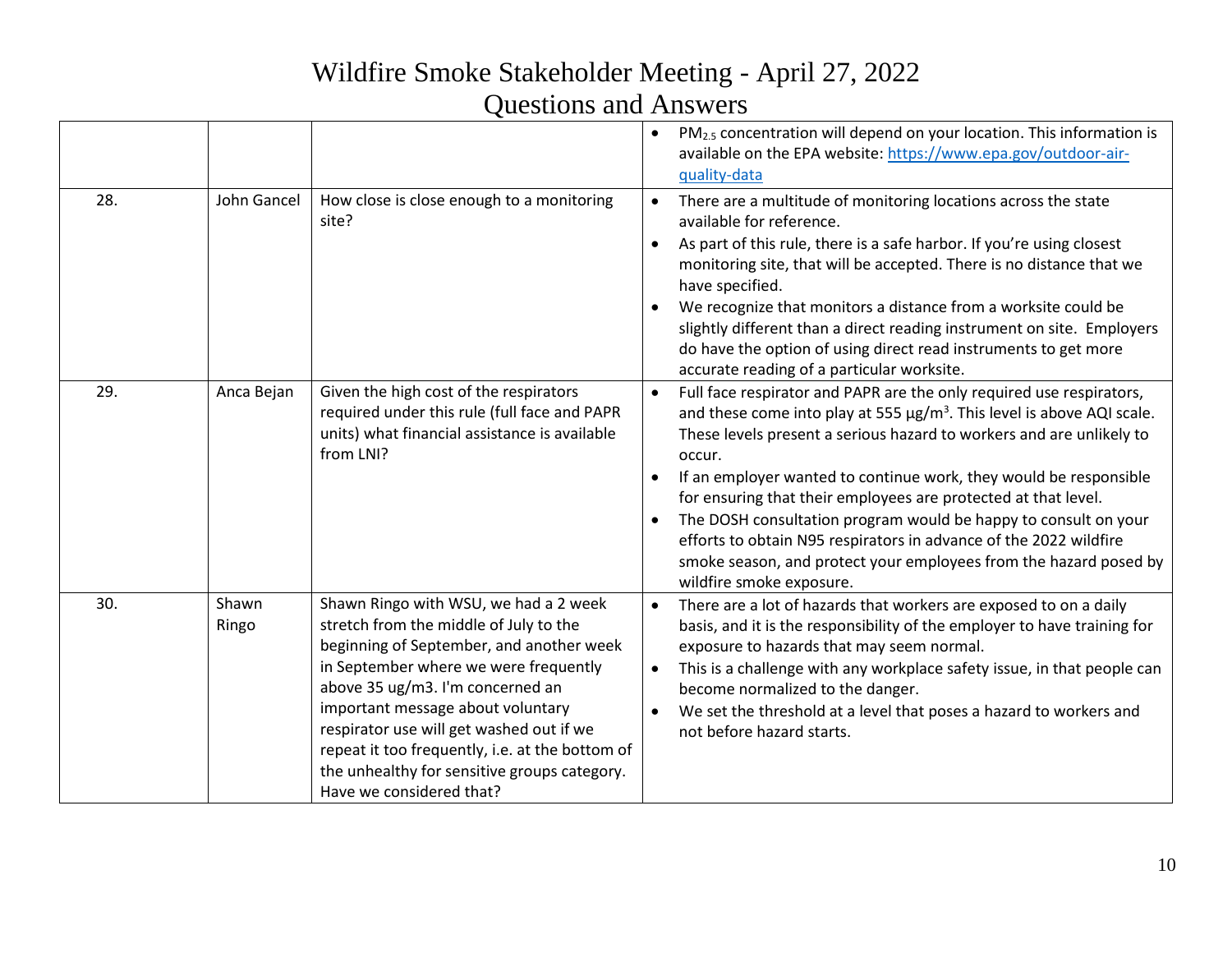# Wildfire Smoke Stakeholder Meeting - April 27, 2022

## Questions and Answers

| | | | |
|---|---|---|---|
| | | | • $PM_{2.5}$ concentration will depend on your location. This information is available on the EPA website: https://www.epa.gov/outdoor-air-quality-data |
| 28. | John Gancel | How close is close enough to a monitoring site? | • There are a multitude of monitoring locations across the state available for reference.<br>• As part of this rule, there is a safe harbor. If you're using closest monitoring site, that will be accepted. There is no distance that we have specified.<br>• We recognize that monitors a distance from a worksite could be slightly different than a direct reading instrument on site. Employers do have the option of using direct read instruments to get more accurate reading of a particular worksite. |
| 29. | Anca Bejan | Given the high cost of the respirators required under this rule (full face and PAPR units) what financial assistance is available from LNI? | • Full face respirator and PAPR are the only required use respirators, and these come into play at 555 $\mu g/m^3$. This level is above AQI scale. These levels present a serious hazard to workers and are unlikely to occur.<br>• If an employer wanted to continue work, they would be responsible for ensuring that their employees are protected at that level.<br>• The DOSH consultation program would be happy to consult on your efforts to obtain N95 respirators in advance of the 2022 wildfire smoke season, and protect your employees from the hazard posed by wildfire smoke exposure. |
| 30. | Shawn Ringo | Shawn Ringo with WSU, we had a 2 week stretch from the middle of July to the beginning of September, and another week in September where we were frequently above 35 ug/m3. I'm concerned an important message about voluntary respirator use will get washed out if we repeat it too frequently, i.e. at the bottom of the unhealthy for sensitive groups category. Have we considered that? | • There are a lot of hazards that workers are exposed to on a daily basis, and it is the responsibility of the employer to have training for exposure to hazards that may seem normal.<br>• This is a challenge with any workplace safety issue, in that people can become normalized to the danger.<br>• We set the threshold at a level that poses a hazard to workers and not before hazard starts. |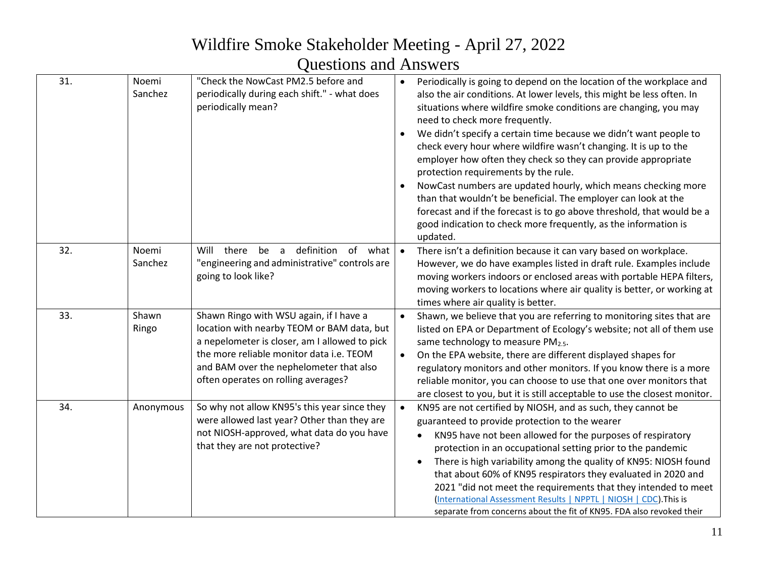# Wildfire Smoke Stakeholder Meeting - April 27, 2022

## Questions and Answers

| | | | |
|---|---|---|---|
| 31. | Noemi Sanchez | "Check the NowCast PM2.5 before and periodically during each shift." - what does periodically mean? | • Periodically is going to depend on the location of the workplace and also the air conditions. At lower levels, this might be less often. In situations where wildfire smoke conditions are changing, you may need to check more frequently.<br>• We didn't specify a certain time because we didn't want people to check every hour where wildfire wasn't changing. It is up to the employer how often they check so they can provide appropriate protection requirements by the rule.<br>• NowCast numbers are updated hourly, which means checking more than that wouldn't be beneficial. The employer can look at the forecast and if the forecast is to go above threshold, that would be a good indication to check more frequently, as the information is updated. |
| 32. | Noemi Sanchez | Will there be a definition of what "engineering and administrative" controls are going to look like? | • There isn't a definition because it can vary based on workplace. However, we do have examples listed in draft rule. Examples include moving workers indoors or enclosed areas with portable HEPA filters, moving workers to locations where air quality is better, or working at times where air quality is better. |
| 33. | Shawn Ringo | Shawn Ringo with WSU again, if I have a location with nearby TEOM or BAM data, but a nepelometer is closer, am I allowed to pick the more reliable monitor data i.e. TEOM and BAM over the nephelometer that also often operates on rolling averages? | • Shawn, we believe that you are referring to monitoring sites that are listed on EPA or Department of Ecology's website; not all of them use same technology to measure $PM_{2.5}$.<br>• On the EPA website, there are different displayed shapes for regulatory monitors and other monitors. If you know there is a more reliable monitor, you can choose to use that one over monitors that are closest to you, but it is still acceptable to use the closest monitor. |
| 34. | Anonymous | So why not allow KN95's this year since they were allowed last year? Other than they are not NIOSH-approved, what data do you have that they are not protective? | • KN95 are not certified by NIOSH, and as such, they cannot be guaranteed to provide protection to the wearer<br>&nbsp;&nbsp;◦ KN95 have not been allowed for the purposes of respiratory protection in an occupational setting prior to the pandemic<br>&nbsp;&nbsp;◦ There is high variability among the quality of KN95: NIOSH found that about 60% of KN95 respirators they evaluated in 2020 and 2021 "did not meet the requirements that they intended to meet (International Assessment Results \| NPPTL \| NIOSH \| CDC).This is separate from concerns about the fit of KN95. FDA also revoked their |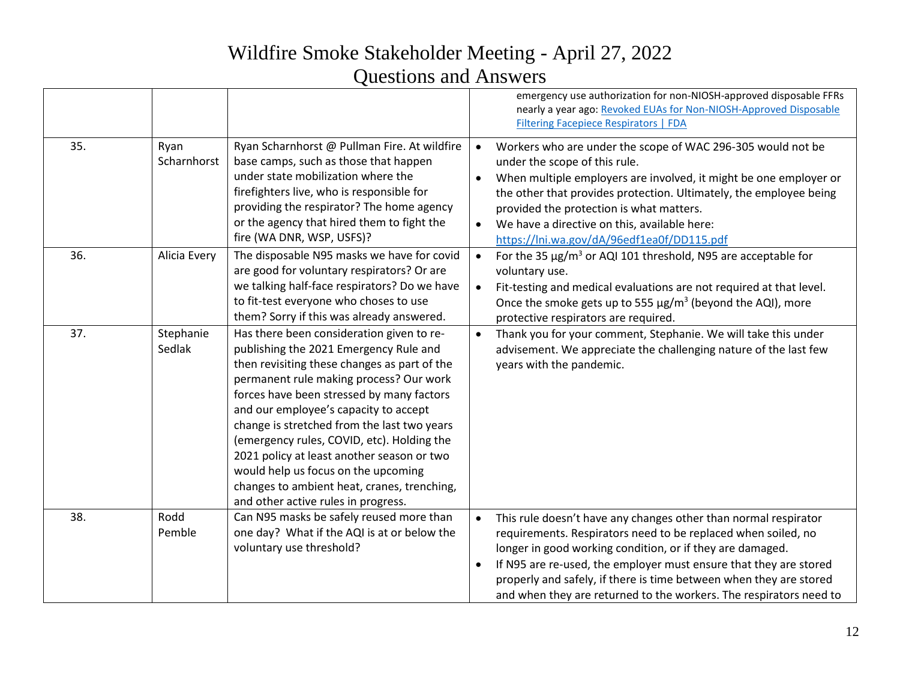# Wildfire Smoke Stakeholder Meeting - April 27, 2022

## Questions and Answers

| | | | |
|---|---|---|---|
| | | | emergency use authorization for non-NIOSH-approved disposable FFRs nearly a year ago: [Revoked EUAs for Non-NIOSH-Approved Disposable Filtering Facepiece Respirators \| FDA] |
| 35. | Ryan Scharnhorst | Ryan Scharnhorst @ Pullman Fire. At wildfire base camps, such as those that happen under state mobilization where the firefighters live, who is responsible for providing the respirator? The home agency or the agency that hired them to fight the fire (WA DNR, WSP, USFS)? | • Workers who are under the scope of WAC 296-305 would not be under the scope of this rule.<br>• When multiple employers are involved, it might be one employer or the other that provides protection. Ultimately, the employee being provided the protection is what matters.<br>• We have a directive on this, available here: https://lni.wa.gov/dA/96edf1ea0f/DD115.pdf |
| 36. | Alicia Every | The disposable N95 masks we have for covid are good for voluntary respirators? Or are we talking half-face respirators? Do we have to fit-test everyone who choses to use them? Sorry if this was already answered. | • For the 35 µg/m$^3$ or AQI 101 threshold, N95 are acceptable for voluntary use.<br>• Fit-testing and medical evaluations are not required at that level. Once the smoke gets up to 555 µg/m$^3$ (beyond the AQI), more protective respirators are required. |
| 37. | Stephanie Sedlak | Has there been consideration given to re-publishing the 2021 Emergency Rule and then revisiting these changes as part of the permanent rule making process? Our work forces have been stressed by many factors and our employee's capacity to accept change is stretched from the last two years (emergency rules, COVID, etc). Holding the 2021 policy at least another season or two would help us focus on the upcoming changes to ambient heat, cranes, trenching, and other active rules in progress. | • Thank you for your comment, Stephanie. We will take this under advisement. We appreciate the challenging nature of the last few years with the pandemic. |
| 38. | Rodd Pemble | Can N95 masks be safely reused more than one day? What if the AQI is at or below the voluntary use threshold? | • This rule doesn't have any changes other than normal respirator requirements. Respirators need to be replaced when soiled, no longer in good working condition, or if they are damaged.<br>• If N95 are re-used, the employer must ensure that they are stored properly and safely, if there is time between when they are stored and when they are returned to the workers. The respirators need to |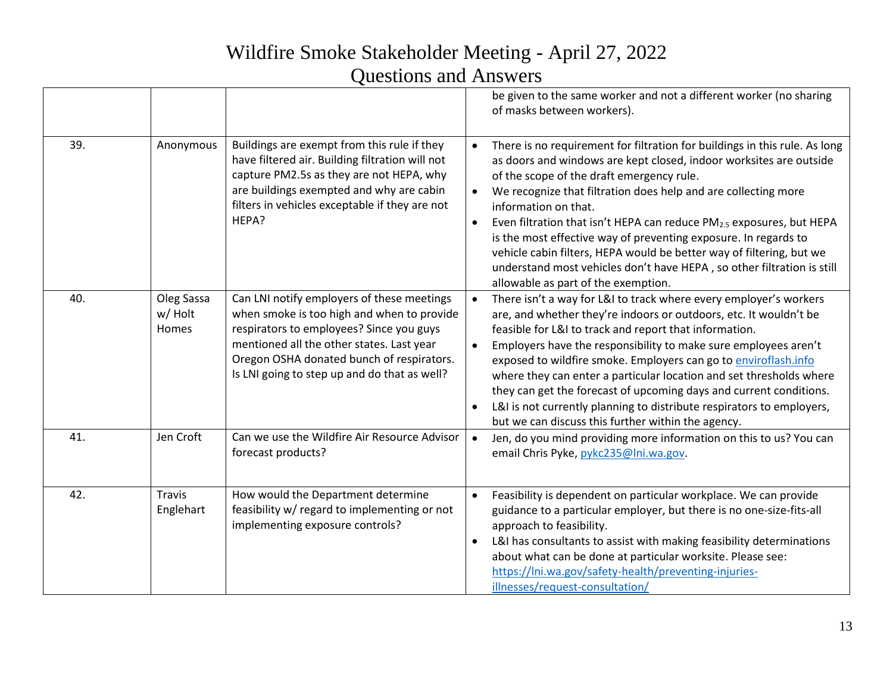# Wildfire Smoke Stakeholder Meeting - April 27, 2022
## Questions and Answers

| | | | |
|---|---|---|---|
| | | | be given to the same worker and not a different worker (no sharing of masks between workers). |
| 39. | Anonymous | Buildings are exempt from this rule if they have filtered air. Building filtration will not capture PM2.5s as they are not HEPA, why are buildings exempted and why are cabin filters in vehicles exceptable if they are not HEPA? | • There is no requirement for filtration for buildings in this rule. As long as doors and windows are kept closed, indoor worksites are outside of the scope of the draft emergency rule.<br>• We recognize that filtration does help and are collecting more information on that.<br>• Even filtration that isn't HEPA can reduce $PM_{2.5}$ exposures, but HEPA is the most effective way of preventing exposure. In regards to vehicle cabin filters, HEPA would be better way of filtering, but we understand most vehicles don't have HEPA , so other filtration is still allowable as part of the exemption. |
| 40. | Oleg Sassa w/ Holt Homes | Can LNI notify employers of these meetings when smoke is too high and when to provide respirators to employees? Since you guys mentioned all the other states. Last year Oregon OSHA donated bunch of respirators. Is LNI going to step up and do that as well? | • There isn't a way for L&I to track where every employer's workers are, and whether they're indoors or outdoors, etc. It wouldn't be feasible for L&I to track and report that information.<br>• Employers have the responsibility to make sure employees aren't exposed to wildfire smoke. Employers can go to [enviroflash.info](enviroflash.info) where they can enter a particular location and set thresholds where they can get the forecast of upcoming days and current conditions.<br>• L&I is not currently planning to distribute respirators to employers, but we can discuss this further within the agency. |
| 41. | Jen Croft | Can we use the Wildfire Air Resource Advisor forecast products? | • Jen, do you mind providing more information on this to us? You can email Chris Pyke, pykc235@lni.wa.gov. |
| 42. | Travis Englehart | How would the Department determine feasibility w/ regard to implementing or not implementing exposure controls? | • Feasibility is dependent on particular workplace. We can provide guidance to a particular employer, but there is no one-size-fits-all approach to feasibility.<br>• L&I has consultants to assist with making feasibility determinations about what can be done at particular worksite. Please see: [https://lni.wa.gov/safety-health/preventing-injuries-illnesses/request-consultation/](https://lni.wa.gov/safety-health/preventing-injuries-illnesses/request-consultation/) |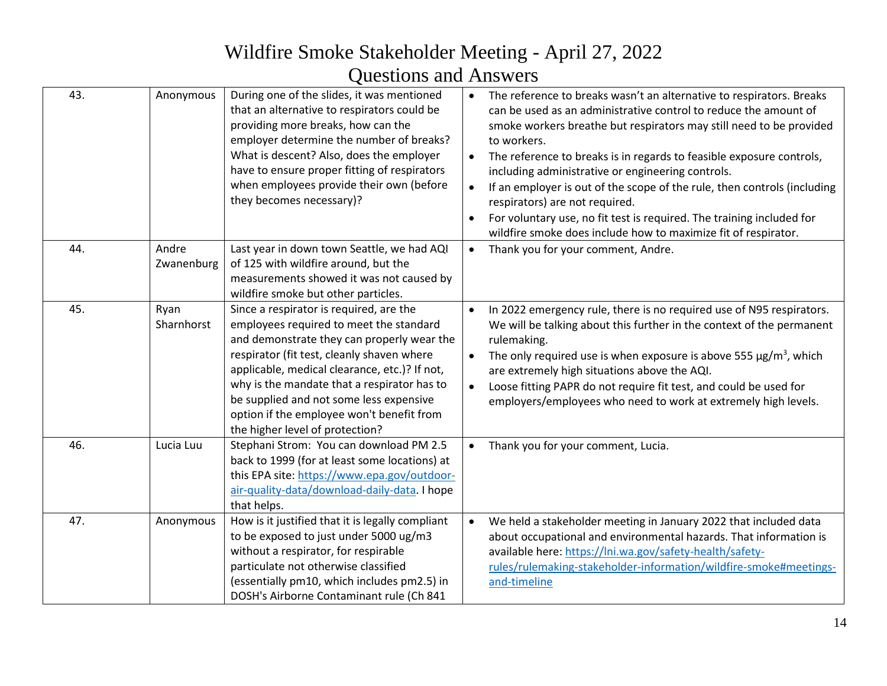# Wildfire Smoke Stakeholder Meeting - April 27, 2022

## Questions and Answers

| | | | |
|---|---|---|---|
| 43. | Anonymous | During one of the slides, it was mentioned that an alternative to respirators could be providing more breaks, how can the employer determine the number of breaks? What is descent? Also, does the employer have to ensure proper fitting of respirators when employees provide their own (before they becomes necessary)? | • The reference to breaks wasn't an alternative to respirators. Breaks can be used as an administrative control to reduce the amount of smoke workers breathe but respirators may still need to be provided to workers.<br>• The reference to breaks is in regards to feasible exposure controls, including administrative or engineering controls.<br>• If an employer is out of the scope of the rule, then controls (including respirators) are not required.<br>• For voluntary use, no fit test is required. The training included for wildfire smoke does include how to maximize fit of respirator. |
| 44. | Andre Zwanenburg | Last year in down town Seattle, we had AQI of 125 with wildfire around, but the measurements showed it was not caused by wildfire smoke but other particles. | • Thank you for your comment, Andre. |
| 45. | Ryan Sharnhorst | Since a respirator is required, are the employees required to meet the standard and demonstrate they can properly wear the respirator (fit test, cleanly shaven where applicable, medical clearance, etc.)? If not, why is the mandate that a respirator has to be supplied and not some less expensive option if the employee won't benefit from the higher level of protection? | • In 2022 emergency rule, there is no required use of N95 respirators. We will be talking about this further in the context of the permanent rulemaking.<br>• The only required use is when exposure is above 555 µg/m$^3$, which are extremely high situations above the AQI.<br>• Loose fitting PAPR do not require fit test, and could be used for employers/employees who need to work at extremely high levels. |
| 46. | Lucia Luu | Stephani Strom: You can download PM 2.5 back to 1999 (for at least some locations) at this EPA site: https://www.epa.gov/outdoor-air-quality-data/download-daily-data. I hope that helps. | • Thank you for your comment, Lucia. |
| 47. | Anonymous | How is it justified that it is legally compliant to be exposed to just under 5000 ug/m3 without a respirator, for respirable particulate not otherwise classified (essentially pm10, which includes pm2.5) in DOSH's Airborne Contaminant rule (Ch 841 | • We held a stakeholder meeting in January 2022 that included data about occupational and environmental hazards. That information is available here: https://lni.wa.gov/safety-health/safety-rules/rulemaking-stakeholder-information/wildfire-smoke#meetings-and-timeline |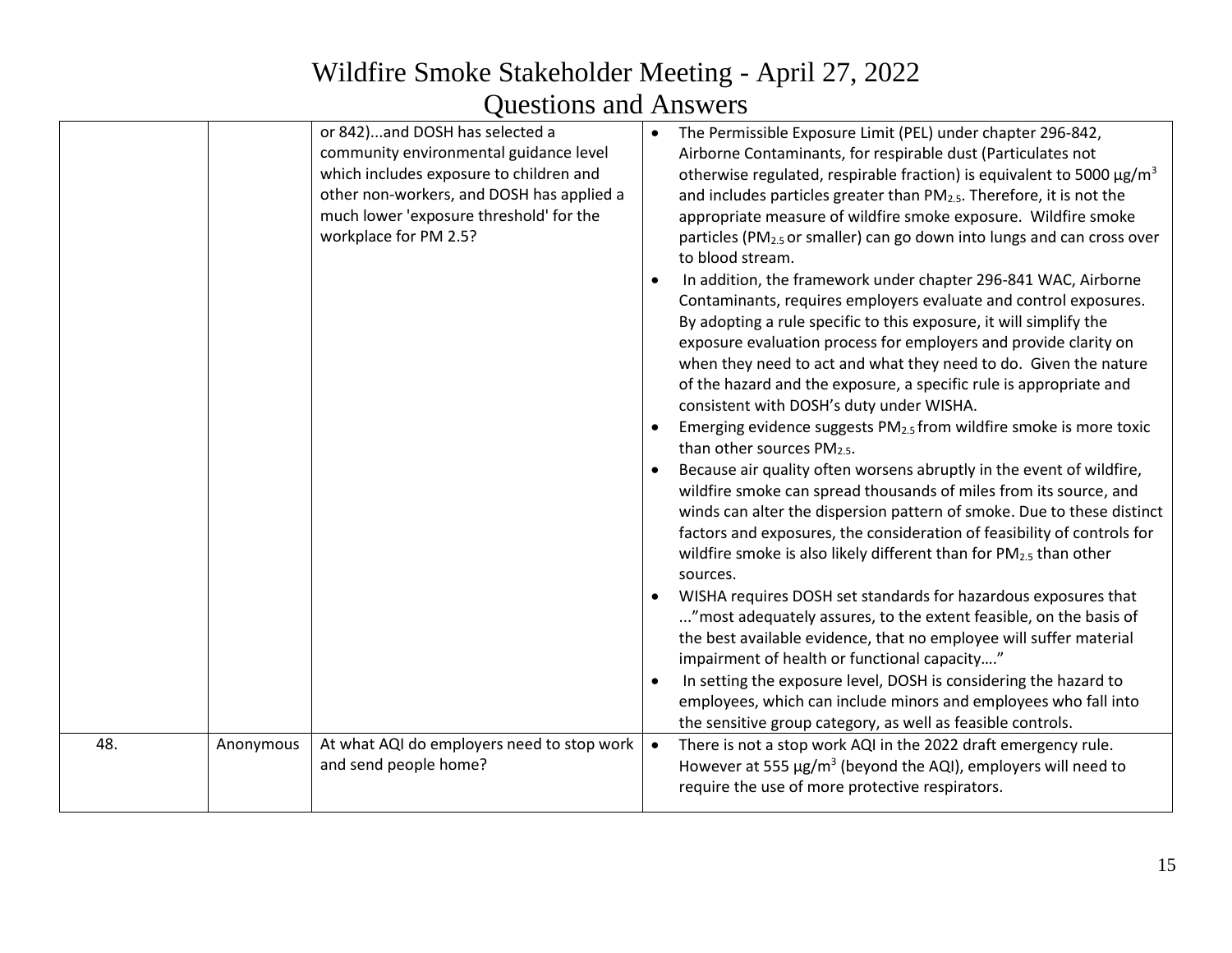| | | or 842)...and DOSH has selected a community environmental guidance level which includes exposure to children and other non-workers, and DOSH has applied a much lower 'exposure threshold' for the workplace for PM 2.5? | • The Permissible Exposure Limit (PEL) under chapter 296-842, Airborne Contaminants, for respirable dust (Particulates not otherwise regulated, respirable fraction) is equivalent to 5000 $\mu g/m^3$ and includes particles greater than $PM_{2.5}$. Therefore, it is not the appropriate measure of wildfire smoke exposure. Wildfire smoke particles ($PM_{2.5}$ or smaller) can go down into lungs and can cross over to blood stream.<br>• In addition, the framework under chapter 296-841 WAC, Airborne Contaminants, requires employers evaluate and control exposures. By adopting a rule specific to this exposure, it will simplify the exposure evaluation process for employers and provide clarity on when they need to act and what they need to do. Given the nature of the hazard and the exposure, a specific rule is appropriate and consistent with DOSH's duty under WISHA.<br>• Emerging evidence suggests $PM_{2.5}$ from wildfire smoke is more toxic than other sources $PM_{2.5}$.<br>• Because air quality often worsens abruptly in the event of wildfire, wildfire smoke can spread thousands of miles from its source, and winds can alter the dispersion pattern of smoke. Due to these distinct factors and exposures, the consideration of feasibility of controls for wildfire smoke is also likely different than for $PM_{2.5}$ than other sources.<br>• WISHA requires DOSH set standards for hazardous exposures that ..."most adequately assures, to the extent feasible, on the basis of the best available evidence, that no employee will suffer material impairment of health or functional capacity…."<br>• In setting the exposure level, DOSH is considering the hazard to employees, which can include minors and employees who fall into the sensitive group category, as well as feasible controls. |
|---|---|---|---|
| 48. | Anonymous | At what AQI do employers need to stop work and send people home? | • There is not a stop work AQI in the 2022 draft emergency rule. However at 555 $\mu g/m^3$ (beyond the AQI), employers will need to require the use of more protective respirators. |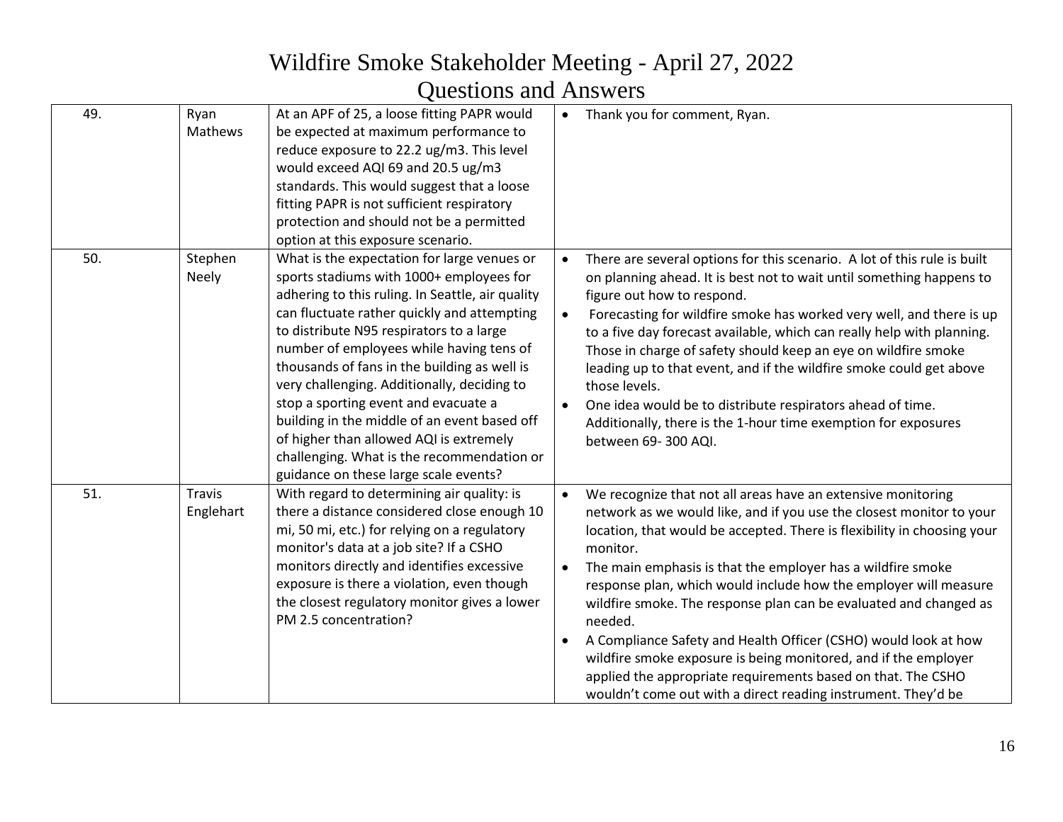# Wildfire Smoke Stakeholder Meeting - April 27, 2022
## Questions and Answers

| | | | |
|---|---|---|---|
| 49. | Ryan Mathews | At an APF of 25, a loose fitting PAPR would be expected at maximum performance to reduce exposure to 22.2 ug/m3. This level would exceed AQI 69 and 20.5 ug/m3 standards. This would suggest that a loose fitting PAPR is not sufficient respiratory protection and should not be a permitted option at this exposure scenario. | • Thank you for comment, Ryan. |
| 50. | Stephen Neely | What is the expectation for large venues or sports stadiums with 1000+ employees for adhering to this ruling. In Seattle, air quality can fluctuate rather quickly and attempting to distribute N95 respirators to a large number of employees while having tens of thousands of fans in the building as well is very challenging. Additionally, deciding to stop a sporting event and evacuate a building in the middle of an event based off of higher than allowed AQI is extremely challenging. What is the recommendation or guidance on these large scale events? | • There are several options for this scenario. A lot of this rule is built on planning ahead. It is best not to wait until something happens to figure out how to respond.<br>• Forecasting for wildfire smoke has worked very well, and there is up to a five day forecast available, which can really help with planning. Those in charge of safety should keep an eye on wildfire smoke leading up to that event, and if the wildfire smoke could get above those levels.<br>• One idea would be to distribute respirators ahead of time. Additionally, there is the 1-hour time exemption for exposures between 69- 300 AQI. |
| 51. | Travis Englehart | With regard to determining air quality: is there a distance considered close enough 10 mi, 50 mi, etc.) for relying on a regulatory monitor's data at a job site? If a CSHO monitors directly and identifies excessive exposure is there a violation, even though the closest regulatory monitor gives a lower PM 2.5 concentration? | • We recognize that not all areas have an extensive monitoring network as we would like, and if you use the closest monitor to your location, that would be accepted. There is flexibility in choosing your monitor.<br>• The main emphasis is that the employer has a wildfire smoke response plan, which would include how the employer will measure wildfire smoke. The response plan can be evaluated and changed as needed.<br>• A Compliance Safety and Health Officer (CSHO) would look at how wildfire smoke exposure is being monitored, and if the employer applied the appropriate requirements based on that. The CSHO wouldn't come out with a direct reading instrument. They'd be |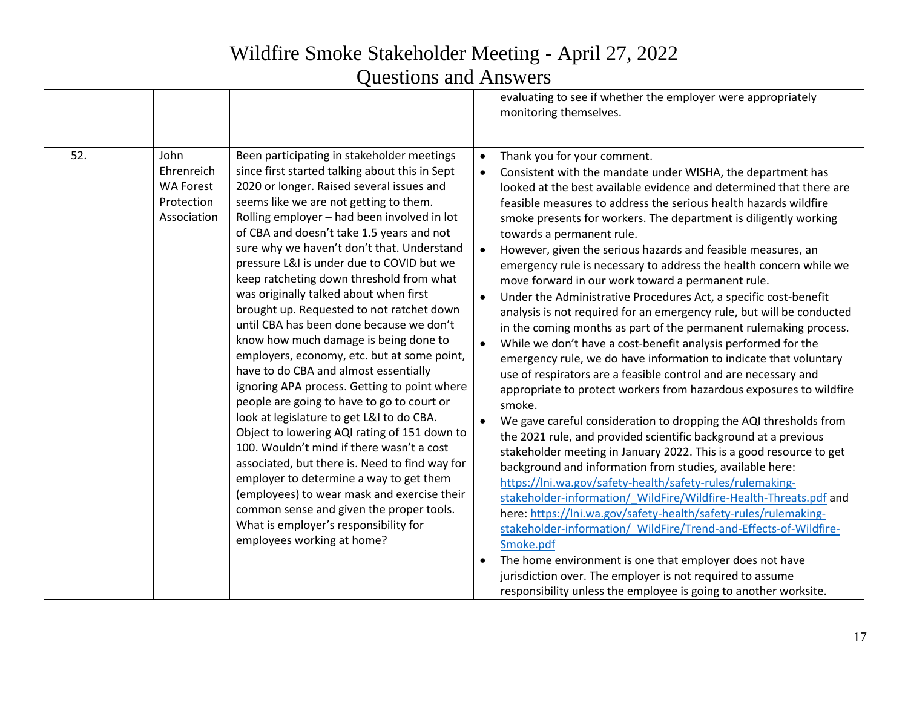# Wildfire Smoke Stakeholder Meeting - April 27, 2022

## Questions and Answers

| | | | |
|---|---|---|---|
| | | | evaluating to see if whether the employer were appropriately monitoring themselves. |
| 52. | John Ehrenreich WA Forest Protection Association | Been participating in stakeholder meetings since first started talking about this in Sept 2020 or longer. Raised several issues and seems like we are not getting to them. Rolling employer – had been involved in lot of CBA and doesn't take 1.5 years and not sure why we haven't don't that. Understand pressure L&I is under due to COVID but we keep ratcheting down threshold from what was originally talked about when first brought up. Requested to not ratchet down until CBA has been done because we don't know how much damage is being done to employers, economy, etc. but at some point, have to do CBA and almost essentially ignoring APA process. Getting to point where people are going to have to go to court or look at legislature to get L&I to do CBA. Object to lowering AQI rating of 151 down to 100. Wouldn't mind if there wasn't a cost associated, but there is. Need to find way for employer to determine a way to get them (employees) to wear mask and exercise their common sense and given the proper tools. What is employer's responsibility for employees working at home? | • Thank you for your comment.<br>• Consistent with the mandate under WISHA, the department has looked at the best available evidence and determined that there are feasible measures to address the serious health hazards wildfire smoke presents for workers. The department is diligently working towards a permanent rule.<br>• However, given the serious hazards and feasible measures, an emergency rule is necessary to address the health concern while we move forward in our work toward a permanent rule.<br>• Under the Administrative Procedures Act, a specific cost-benefit analysis is not required for an emergency rule, but will be conducted in the coming months as part of the permanent rulemaking process.<br>• While we don't have a cost-benefit analysis performed for the emergency rule, we do have information to indicate that voluntary use of respirators are a feasible control and are necessary and appropriate to protect workers from hazardous exposures to wildfire smoke.<br>• We gave careful consideration to dropping the AQI thresholds from the 2021 rule, and provided scientific background at a previous stakeholder meeting in January 2022. This is a good resource to get background and information from studies, available here: https://lni.wa.gov/safety-health/safety-rules/rulemaking-stakeholder-information/_WildFire/Wildfire-Health-Threats.pdf and here: https://lni.wa.gov/safety-health/safety-rules/rulemaking-stakeholder-information/_WildFire/Trend-and-Effects-of-Wildfire-Smoke.pdf<br>• The home environment is one that employer does not have jurisdiction over. The employer is not required to assume responsibility unless the employee is going to another worksite. |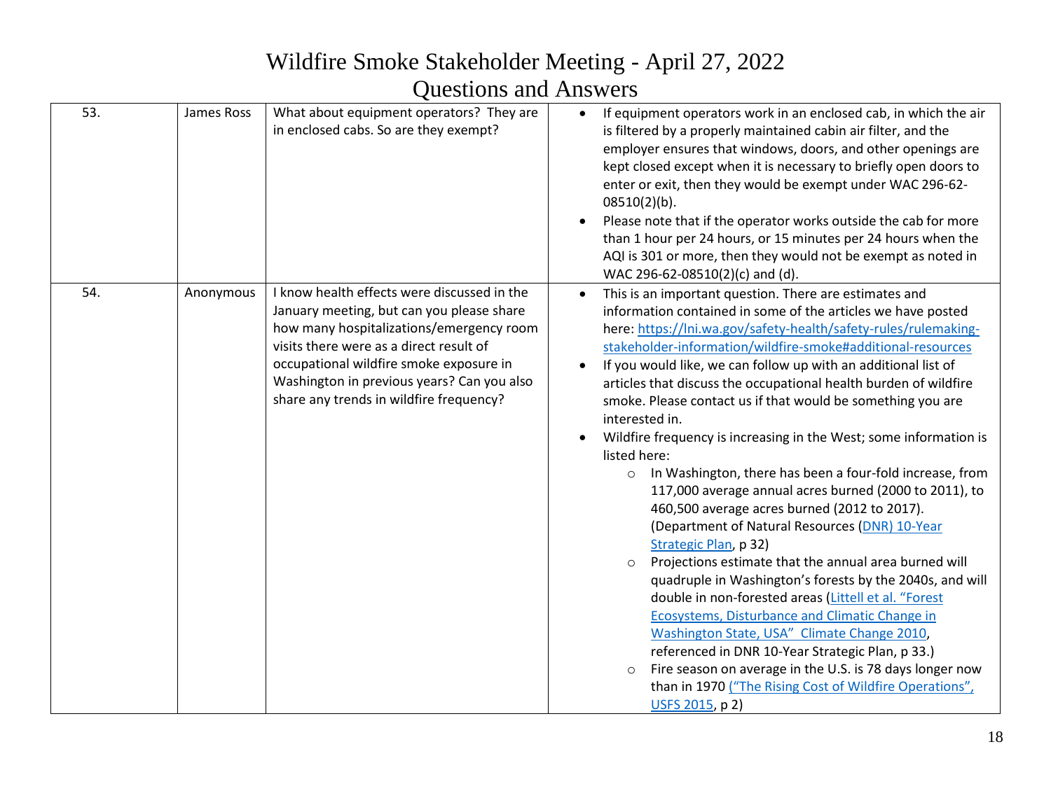# Wildfire Smoke Stakeholder Meeting - April 27, 2022

## Questions and Answers

| | | | |
|---|---|---|---|
| 53. | James Ross | What about equipment operators? They are in enclosed cabs. So are they exempt? | • If equipment operators work in an enclosed cab, in which the air is filtered by a properly maintained cabin air filter, and the employer ensures that windows, doors, and other openings are kept closed except when it is necessary to briefly open doors to enter or exit, then they would be exempt under WAC 296-62-08510(2)(b).<br>• Please note that if the operator works outside the cab for more than 1 hour per 24 hours, or 15 minutes per 24 hours when the AQI is 301 or more, then they would not be exempt as noted in WAC 296-62-08510(2)(c) and (d). |
| 54. | Anonymous | I know health effects were discussed in the January meeting, but can you please share how many hospitalizations/emergency room visits there were as a direct result of occupational wildfire smoke exposure in Washington in previous years? Can you also share any trends in wildfire frequency? | • This is an important question. There are estimates and information contained in some of the articles we have posted here: https://lni.wa.gov/safety-health/safety-rules/rulemaking-stakeholder-information/wildfire-smoke#additional-resources<br>• If you would like, we can follow up with an additional list of articles that discuss the occupational health burden of wildfire smoke. Please contact us if that would be something you are interested in.<br>• Wildfire frequency is increasing in the West; some information is listed here:<br>&nbsp;&nbsp;&nbsp;&nbsp;○ In Washington, there has been a four-fold increase, from 117,000 average annual acres burned (2000 to 2011), to 460,500 average acres burned (2012 to 2017). (Department of Natural Resources (DNR) 10-Year Strategic Plan, p 32)<br>&nbsp;&nbsp;&nbsp;&nbsp;○ Projections estimate that the annual area burned will quadruple in Washington's forests by the 2040s, and will double in non-forested areas (Littell et al. "Forest Ecosystems, Disturbance and Climatic Change in Washington State, USA" Climate Change 2010, referenced in DNR 10-Year Strategic Plan, p 33.)<br>&nbsp;&nbsp;&nbsp;&nbsp;○ Fire season on average in the U.S. is 78 days longer now than in 1970 ("The Rising Cost of Wildfire Operations", USFS 2015, p 2) |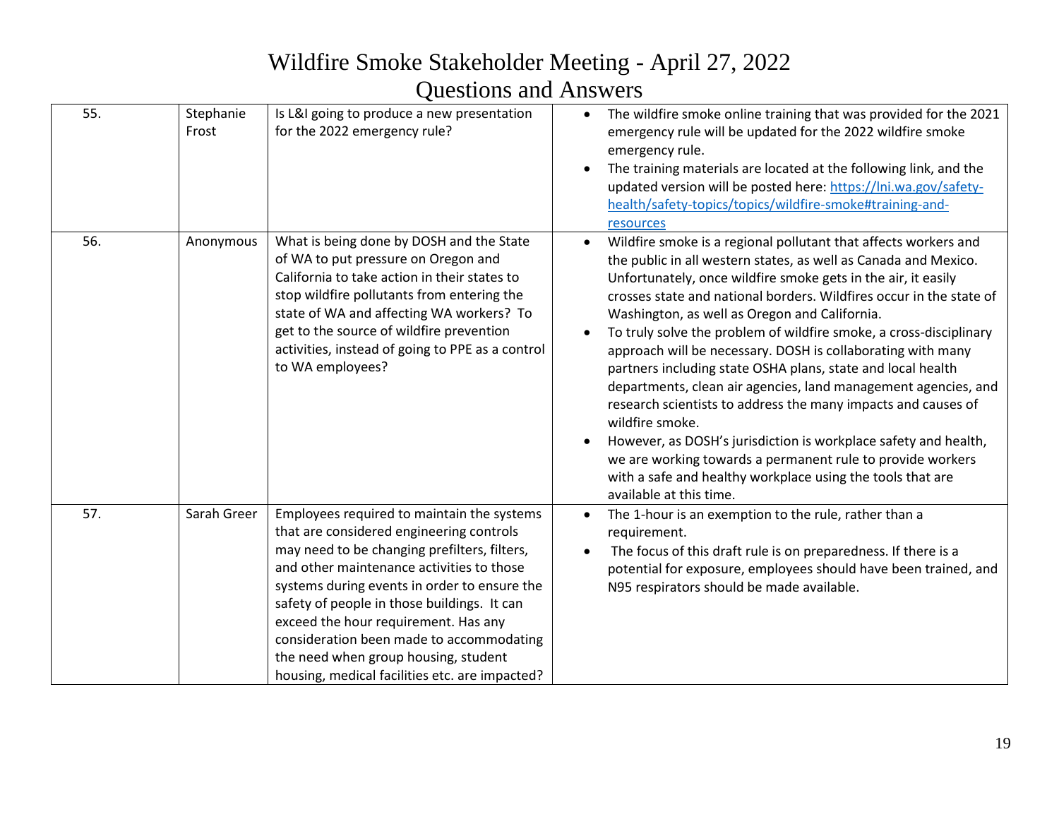# Wildfire Smoke Stakeholder Meeting - April 27, 2022

## Questions and Answers

| | | | |
|---|---|---|---|
| 55. | Stephanie Frost | Is L&I going to produce a new presentation for the 2022 emergency rule? | • The wildfire smoke online training that was provided for the 2021 emergency rule will be updated for the 2022 wildfire smoke emergency rule.<br>• The training materials are located at the following link, and the updated version will be posted here: [https://lni.wa.gov/safety-health/safety-topics/topics/wildfire-smoke#training-and-resources](https://lni.wa.gov/safety-health/safety-topics/topics/wildfire-smoke#training-and-resources) |
| 56. | Anonymous | What is being done by DOSH and the State of WA to put pressure on Oregon and California to take action in their states to stop wildfire pollutants from entering the state of WA and affecting WA workers? To get to the source of wildfire prevention activities, instead of going to PPE as a control to WA employees? | • Wildfire smoke is a regional pollutant that affects workers and the public in all western states, as well as Canada and Mexico. Unfortunately, once wildfire smoke gets in the air, it easily crosses state and national borders. Wildfires occur in the state of Washington, as well as Oregon and California.<br>• To truly solve the problem of wildfire smoke, a cross-disciplinary approach will be necessary. DOSH is collaborating with many partners including state OSHA plans, state and local health departments, clean air agencies, land management agencies, and research scientists to address the many impacts and causes of wildfire smoke.<br>• However, as DOSH's jurisdiction is workplace safety and health, we are working towards a permanent rule to provide workers with a safe and healthy workplace using the tools that are available at this time. |
| 57. | Sarah Greer | Employees required to maintain the systems that are considered engineering controls may need to be changing prefilters, filters, and other maintenance activities to those systems during events in order to ensure the safety of people in those buildings. It can exceed the hour requirement. Has any consideration been made to accommodating the need when group housing, student housing, medical facilities etc. are impacted? | • The 1-hour is an exemption to the rule, rather than a requirement.<br>• The focus of this draft rule is on preparedness. If there is a potential for exposure, employees should have been trained, and N95 respirators should be made available. |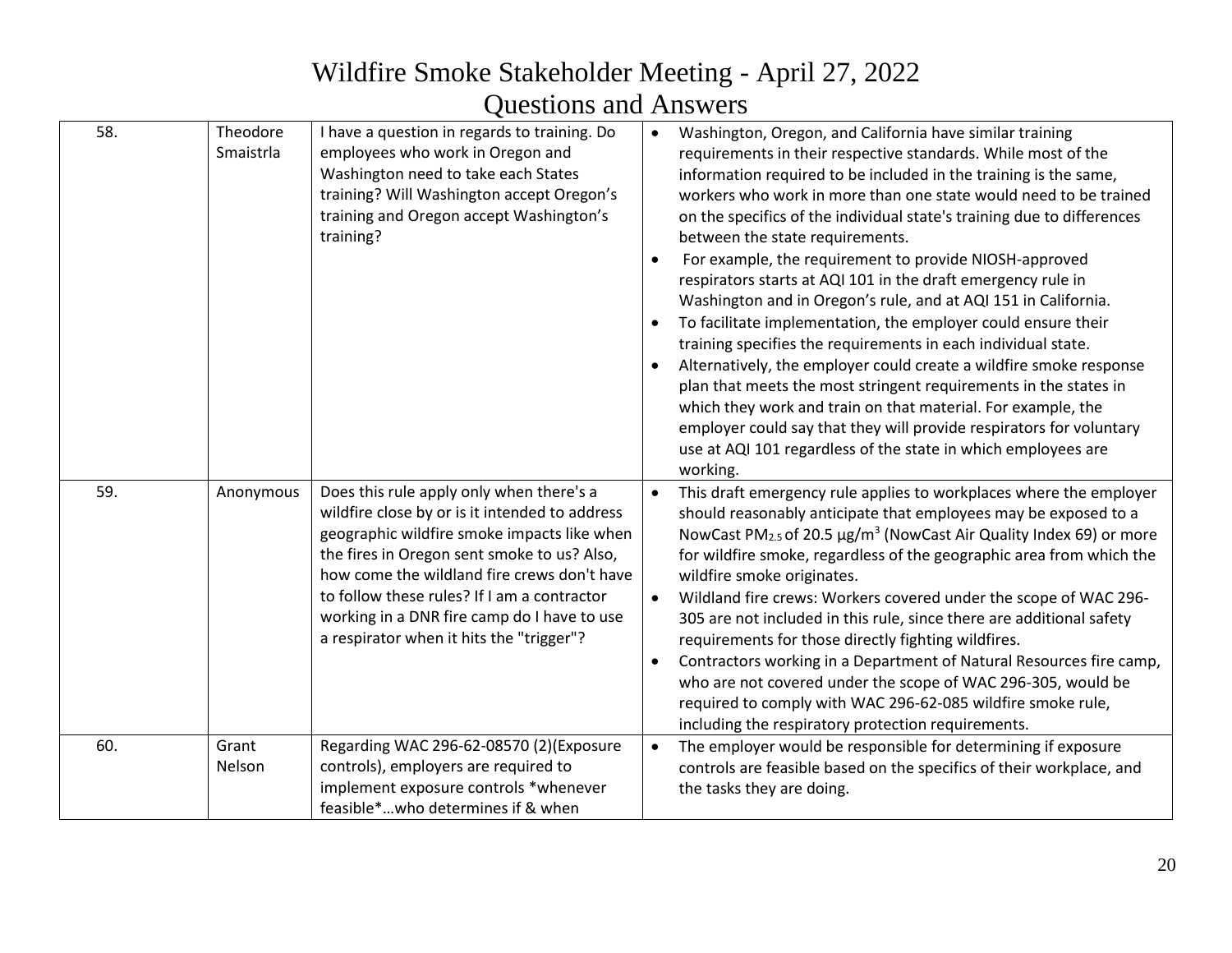# Wildfire Smoke Stakeholder Meeting - April 27, 2022

## Questions and Answers

| | | | |
|---|---|---|---|
| 58. | Theodore Smaistrla | I have a question in regards to training. Do employees who work in Oregon and Washington need to take each States training? Will Washington accept Oregon's training and Oregon accept Washington's training? | • Washington, Oregon, and California have similar training requirements in their respective standards. While most of the information required to be included in the training is the same, workers who work in more than one state would need to be trained on the specifics of the individual state's training due to differences between the state requirements.<br>• For example, the requirement to provide NIOSH-approved respirators starts at AQI 101 in the draft emergency rule in Washington and in Oregon's rule, and at AQI 151 in California.<br>• To facilitate implementation, the employer could ensure their training specifies the requirements in each individual state.<br>• Alternatively, the employer could create a wildfire smoke response plan that meets the most stringent requirements in the states in which they work and train on that material. For example, the employer could say that they will provide respirators for voluntary use at AQI 101 regardless of the state in which employees are working. |
| 59. | Anonymous | Does this rule apply only when there's a wildfire close by or is it intended to address geographic wildfire smoke impacts like when the fires in Oregon sent smoke to us? Also, how come the wildland fire crews don't have to follow these rules? If I am a contractor working in a DNR fire camp do I have to use a respirator when it hits the "trigger"? | • This draft emergency rule applies to workplaces where the employer should reasonably anticipate that employees may be exposed to a NowCast $PM_{2.5}$ of 20.5 $\mu g/m^3$ (NowCast Air Quality Index 69) or more for wildfire smoke, regardless of the geographic area from which the wildfire smoke originates.<br>• Wildland fire crews: Workers covered under the scope of WAC 296-305 are not included in this rule, since there are additional safety requirements for those directly fighting wildfires.<br>• Contractors working in a Department of Natural Resources fire camp, who are not covered under the scope of WAC 296-305, would be required to comply with WAC 296-62-085 wildfire smoke rule, including the respiratory protection requirements. |
| 60. | Grant Nelson | Regarding WAC 296-62-08570 (2)(Exposure controls), employers are required to implement exposure controls *whenever feasible*…who determines if & when | • The employer would be responsible for determining if exposure controls are feasible based on the specifics of their workplace, and the tasks they are doing. |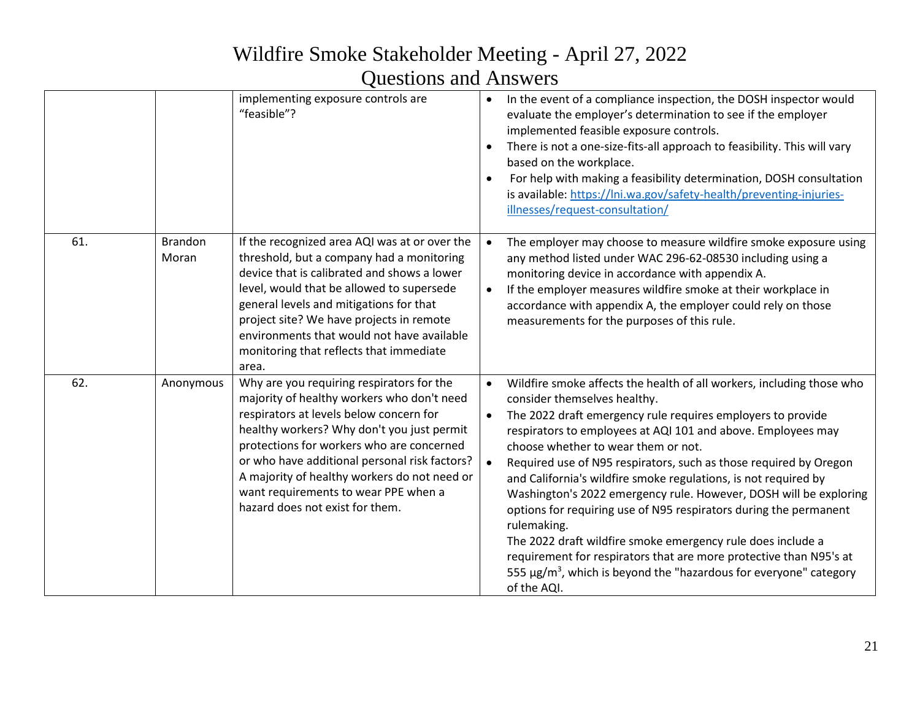# Wildfire Smoke Stakeholder Meeting - April 27, 2022

# Questions and Answers

| | | | |
|---|---|---|---|
| | | implementing exposure controls are "feasible"? | • In the event of a compliance inspection, the DOSH inspector would evaluate the employer's determination to see if the employer implemented feasible exposure controls.<br>• There is not a one-size-fits-all approach to feasibility. This will vary based on the workplace.<br>• For help with making a feasibility determination, DOSH consultation is available: [https://lni.wa.gov/safety-health/preventing-injuries-illnesses/request-consultation/](https://lni.wa.gov/safety-health/preventing-injuries-illnesses/request-consultation/) |
| 61. | Brandon Moran | If the recognized area AQI was at or over the threshold, but a company had a monitoring device that is calibrated and shows a lower level, would that be allowed to supersede general levels and mitigations for that project site? We have projects in remote environments that would not have available monitoring that reflects that immediate area. | • The employer may choose to measure wildfire smoke exposure using any method listed under WAC 296-62-08530 including using a monitoring device in accordance with appendix A.<br>• If the employer measures wildfire smoke at their workplace in accordance with appendix A, the employer could rely on those measurements for the purposes of this rule. |
| 62. | Anonymous | Why are you requiring respirators for the majority of healthy workers who don't need respirators at levels below concern for healthy workers? Why don't you just permit protections for workers who are concerned or who have additional personal risk factors? A majority of healthy workers do not need or want requirements to wear PPE when a hazard does not exist for them. | • Wildfire smoke affects the health of all workers, including those who consider themselves healthy.<br>• The 2022 draft emergency rule requires employers to provide respirators to employees at AQI 101 and above. Employees may choose whether to wear them or not.<br>• Required use of N95 respirators, such as those required by Oregon and California's wildfire smoke regulations, is not required by Washington's 2022 emergency rule. However, DOSH will be exploring options for requiring use of N95 respirators during the permanent rulemaking.<br>The 2022 draft wildfire smoke emergency rule does include a requirement for respirators that are more protective than N95's at 555 µg/m$^3$, which is beyond the "hazardous for everyone" category of the AQI. |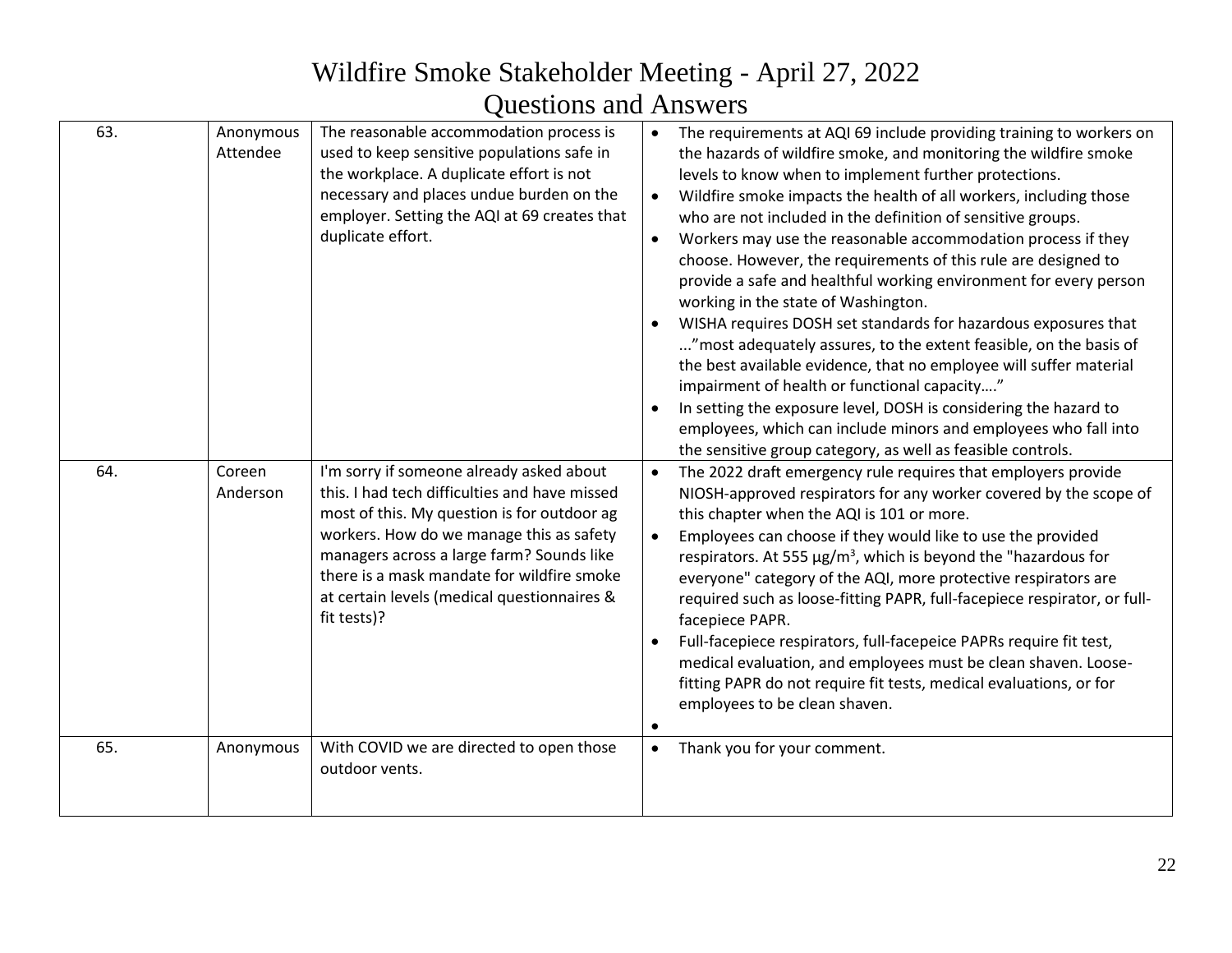# Wildfire Smoke Stakeholder Meeting - April 27, 2022
## Questions and Answers

| | | | |
|---|---|---|---|
| 63. | Anonymous Attendee | The reasonable accommodation process is used to keep sensitive populations safe in the workplace. A duplicate effort is not necessary and places undue burden on the employer. Setting the AQI at 69 creates that duplicate effort. | • The requirements at AQI 69 include providing training to workers on the hazards of wildfire smoke, and monitoring the wildfire smoke levels to know when to implement further protections.<br>• Wildfire smoke impacts the health of all workers, including those who are not included in the definition of sensitive groups.<br>• Workers may use the reasonable accommodation process if they choose. However, the requirements of this rule are designed to provide a safe and healthful working environment for every person working in the state of Washington.<br>• WISHA requires DOSH set standards for hazardous exposures that ..."most adequately assures, to the extent feasible, on the basis of the best available evidence, that no employee will suffer material impairment of health or functional capacity…."<br>• In setting the exposure level, DOSH is considering the hazard to employees, which can include minors and employees who fall into the sensitive group category, as well as feasible controls. |
| 64. | Coreen Anderson | I'm sorry if someone already asked about this. I had tech difficulties and have missed most of this. My question is for outdoor ag workers. How do we manage this as safety managers across a large farm? Sounds like there is a mask mandate for wildfire smoke at certain levels (medical questionnaires & fit tests)? | • The 2022 draft emergency rule requires that employers provide NIOSH-approved respirators for any worker covered by the scope of this chapter when the AQI is 101 or more.<br>• Employees can choose if they would like to use the provided respirators. At 555 $\mu g/m^3$, which is beyond the "hazardous for everyone" category of the AQI, more protective respirators are required such as loose-fitting PAPR, full-facepiece respirator, or full-facepiece PAPR.<br>• Full-facepiece respirators, full-facepeice PAPRs require fit test, medical evaluation, and employees must be clean shaven. Loose-fitting PAPR do not require fit tests, medical evaluations, or for employees to be clean shaven.<br>• |
| 65. | Anonymous | With COVID we are directed to open those outdoor vents. | • Thank you for your comment. |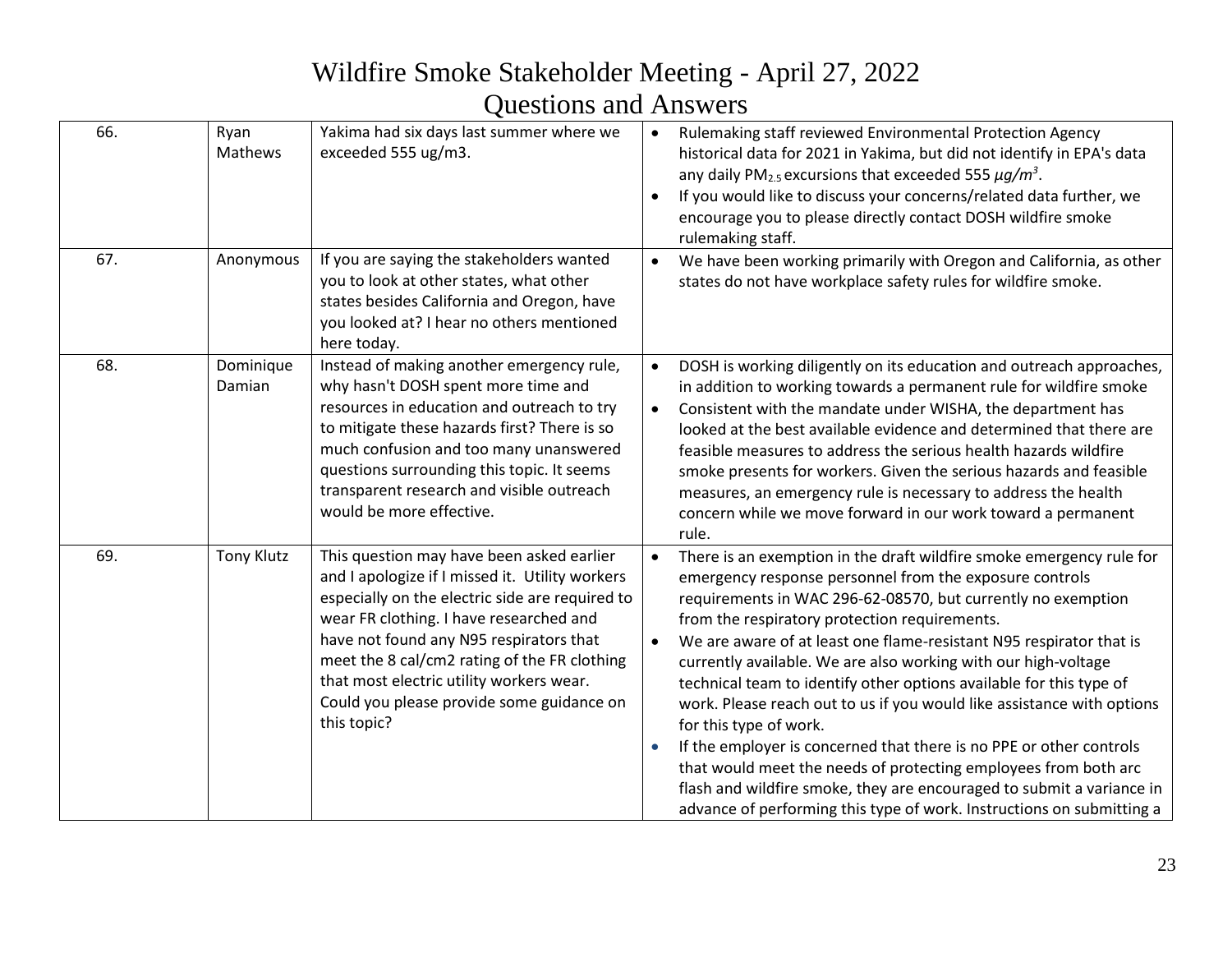# Wildfire Smoke Stakeholder Meeting - April 27, 2022
## Questions and Answers

| | | | |
|---|---|---|---|
| 66. | Ryan Mathews | Yakima had six days last summer where we exceeded 555 ug/m3. | • Rulemaking staff reviewed Environmental Protection Agency historical data for 2021 in Yakima, but did not identify in EPA's data any daily $PM_{2.5}$ excursions that exceeded 555 *µg/m[3]*.<br>• If you would like to discuss your concerns/related data further, we encourage you to please directly contact DOSH wildfire smoke rulemaking staff. |
| 67. | Anonymous | If you are saying the stakeholders wanted you to look at other states, what other states besides California and Oregon, have you looked at? I hear no others mentioned here today. | • We have been working primarily with Oregon and California, as other states do not have workplace safety rules for wildfire smoke. |
| 68. | Dominique Damian | Instead of making another emergency rule, why hasn't DOSH spent more time and resources in education and outreach to try to mitigate these hazards first? There is so much confusion and too many unanswered questions surrounding this topic. It seems transparent research and visible outreach would be more effective. | • DOSH is working diligently on its education and outreach approaches, in addition to working towards a permanent rule for wildfire smoke<br>• Consistent with the mandate under WISHA, the department has looked at the best available evidence and determined that there are feasible measures to address the serious health hazards wildfire smoke presents for workers. Given the serious hazards and feasible measures, an emergency rule is necessary to address the health concern while we move forward in our work toward a permanent rule. |
| 69. | Tony Klutz | This question may have been asked earlier and I apologize if I missed it. Utility workers especially on the electric side are required to wear FR clothing. I have researched and have not found any N95 respirators that meet the 8 cal/cm2 rating of the FR clothing that most electric utility workers wear. Could you please provide some guidance on this topic? | • There is an exemption in the draft wildfire smoke emergency rule for emergency response personnel from the exposure controls requirements in WAC 296-62-08570, but currently no exemption from the respiratory protection requirements.<br>• We are aware of at least one flame-resistant N95 respirator that is currently available. We are also working with our high-voltage technical team to identify other options available for this type of work. Please reach out to us if you would like assistance with options for this type of work.<br>• If the employer is concerned that there is no PPE or other controls that would meet the needs of protecting employees from both arc flash and wildfire smoke, they are encouraged to submit a variance in advance of performing this type of work. Instructions on submitting a |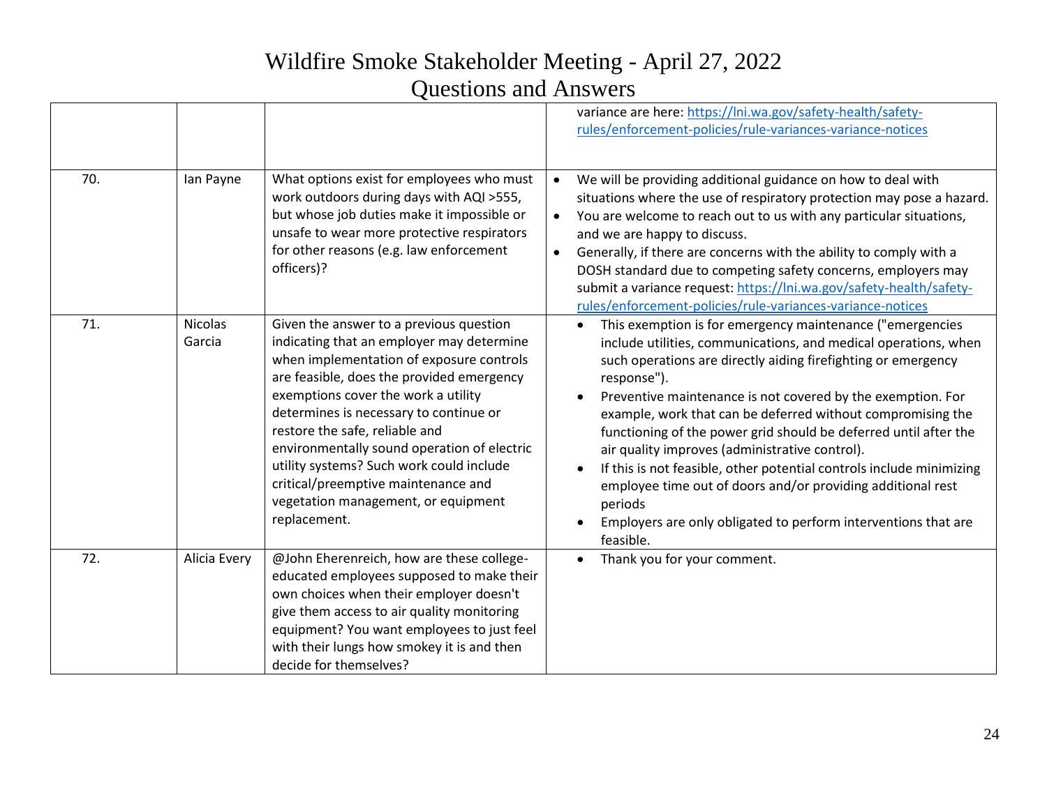| | | | |
|---|---|---|---|
| | | | variance are here: [https://lni.wa.gov/safety-health/safety-rules/enforcement-policies/rule-variances-variance-notices](https://lni.wa.gov/safety-health/safety-rules/enforcement-policies/rule-variances-variance-notices) |
| 70. | Ian Payne | What options exist for employees who must work outdoors during days with AQI >555, but whose job duties make it impossible or unsafe to wear more protective respirators for other reasons (e.g. law enforcement officers)? | • We will be providing additional guidance on how to deal with situations where the use of respiratory protection may pose a hazard.<br>• You are welcome to reach out to us with any particular situations, and we are happy to discuss.<br>• Generally, if there are concerns with the ability to comply with a DOSH standard due to competing safety concerns, employers may submit a variance request: [https://lni.wa.gov/safety-health/safety-rules/enforcement-policies/rule-variances-variance-notices](https://lni.wa.gov/safety-health/safety-rules/enforcement-policies/rule-variances-variance-notices) |
| 71. | Nicolas Garcia | Given the answer to a previous question indicating that an employer may determine when implementation of exposure controls are feasible, does the provided emergency exemptions cover the work a utility determines is necessary to continue or restore the safe, reliable and environmentally sound operation of electric utility systems? Such work could include critical/preemptive maintenance and vegetation management, or equipment replacement. | • This exemption is for emergency maintenance ("emergencies include utilities, communications, and medical operations, when such operations are directly aiding firefighting or emergency response").<br>• Preventive maintenance is not covered by the exemption. For example, work that can be deferred without compromising the functioning of the power grid should be deferred until after the air quality improves (administrative control).<br>• If this is not feasible, other potential controls include minimizing employee time out of doors and/or providing additional rest periods<br>• Employers are only obligated to perform interventions that are feasible. |
| 72. | Alicia Every | @John Eherenreich, how are these college-educated employees supposed to make their own choices when their employer doesn't give them access to air quality monitoring equipment? You want employees to just feel with their lungs how smokey it is and then decide for themselves? | • Thank you for your comment. |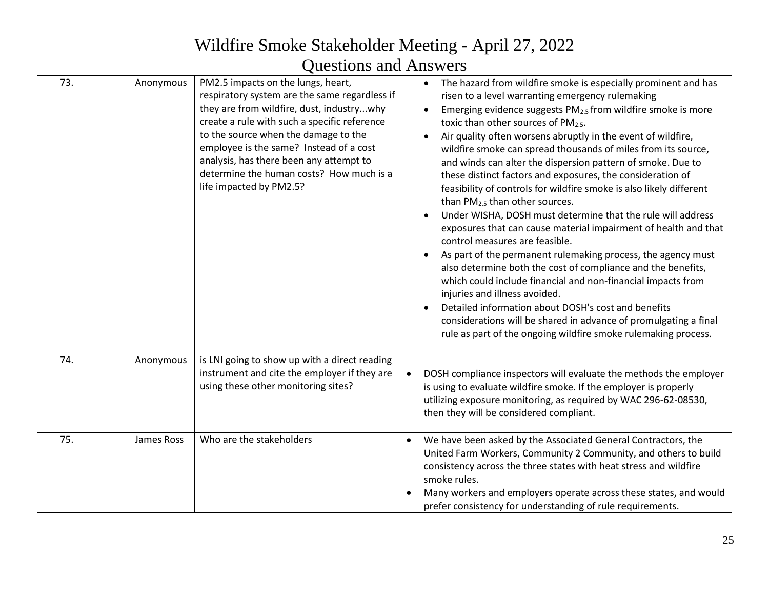# Wildfire Smoke Stakeholder Meeting - April 27, 2022
## Questions and Answers

| | | | |
|---|---|---|---|
| 73. | Anonymous | PM2.5 impacts on the lungs, heart, respiratory system are the same regardless if they are from wildfire, dust, industry...why create a rule with such a specific reference to the source when the damage to the employee is the same? Instead of a cost analysis, has there been any attempt to determine the human costs? How much is a life impacted by PM2.5? | • The hazard from wildfire smoke is especially prominent and has risen to a level warranting emergency rulemaking<br>• Emerging evidence suggests $PM_{2.5}$ from wildfire smoke is more toxic than other sources of $PM_{2.5}$.<br>• Air quality often worsens abruptly in the event of wildfire, wildfire smoke can spread thousands of miles from its source, and winds can alter the dispersion pattern of smoke. Due to these distinct factors and exposures, the consideration of feasibility of controls for wildfire smoke is also likely different than $PM_{2.5}$ than other sources.<br>• Under WISHA, DOSH must determine that the rule will address exposures that can cause material impairment of health and that control measures are feasible.<br>• As part of the permanent rulemaking process, the agency must also determine both the cost of compliance and the benefits, which could include financial and non-financial impacts from injuries and illness avoided.<br>• Detailed information about DOSH's cost and benefits considerations will be shared in advance of promulgating a final rule as part of the ongoing wildfire smoke rulemaking process. |
| 74. | Anonymous | is LNI going to show up with a direct reading instrument and cite the employer if they are using these other monitoring sites? | • DOSH compliance inspectors will evaluate the methods the employer is using to evaluate wildfire smoke. If the employer is properly utilizing exposure monitoring, as required by WAC 296-62-08530, then they will be considered compliant. |
| 75. | James Ross | Who are the stakeholders | • We have been asked by the Associated General Contractors, the United Farm Workers, Community 2 Community, and others to build consistency across the three states with heat stress and wildfire smoke rules.<br>• Many workers and employers operate across these states, and would prefer consistency for understanding of rule requirements. |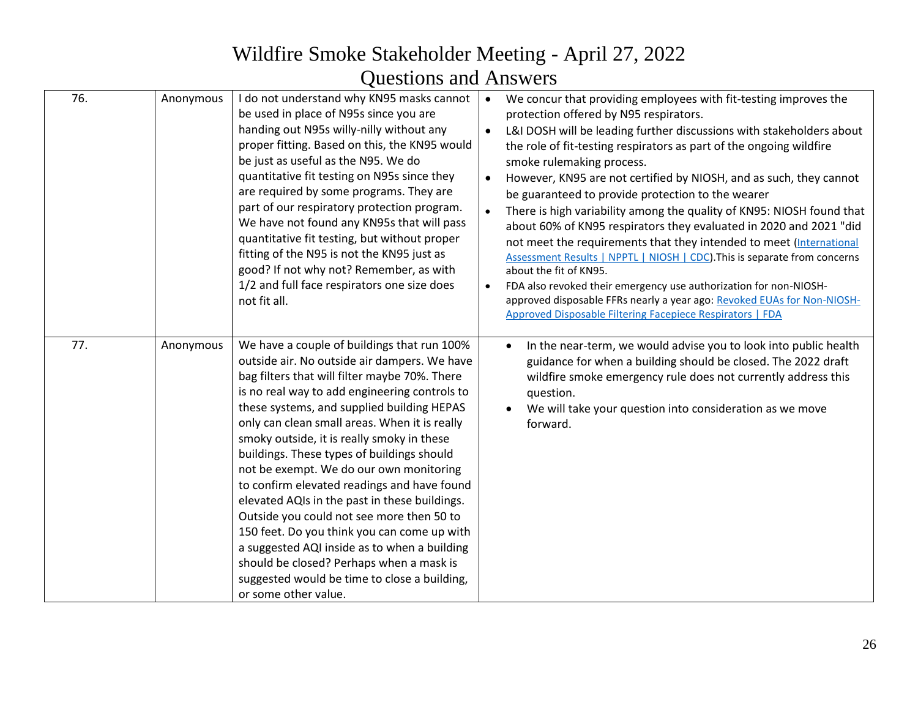# Wildfire Smoke Stakeholder Meeting - April 27, 2022

## Questions and Answers

| | | | |
|---|---|---|---|
| 76. | Anonymous | I do not understand why KN95 masks cannot be used in place of N95s since you are handing out N95s willy-nilly without any proper fitting. Based on this, the KN95 would be just as useful as the N95. We do quantitative fit testing on N95s since they are required by some programs. They are part of our respiratory protection program. We have not found any KN95s that will pass quantitative fit testing, but without proper fitting of the N95 is not the KN95 just as good? If not why not? Remember, as with 1/2 and full face respirators one size does not fit all. | • We concur that providing employees with fit-testing improves the protection offered by N95 respirators.<br>• L&I DOSH will be leading further discussions with stakeholders about the role of fit-testing respirators as part of the ongoing wildfire smoke rulemaking process.<br>• However, KN95 are not certified by NIOSH, and as such, they cannot be guaranteed to provide protection to the wearer<br>• There is high variability among the quality of KN95: NIOSH found that about 60% of KN95 respirators they evaluated in 2020 and 2021 "did not meet the requirements that they intended to meet (International Assessment Results \| NPPTL \| NIOSH \| CDC).This is separate from concerns about the fit of KN95.<br>• FDA also revoked their emergency use authorization for non-NIOSH-approved disposable FFRs nearly a year ago: Revoked EUAs for Non-NIOSH-Approved Disposable Filtering Facepiece Respirators \| FDA |
| 77. | Anonymous | We have a couple of buildings that run 100% outside air. No outside air dampers. We have bag filters that will filter maybe 70%. There is no real way to add engineering controls to these systems, and supplied building HEPAS only can clean small areas. When it is really smoky outside, it is really smoky in these buildings. These types of buildings should not be exempt. We do our own monitoring to confirm elevated readings and have found elevated AQIs in the past in these buildings. Outside you could not see more then 50 to 150 feet. Do you think you can come up with a suggested AQI inside as to when a building should be closed? Perhaps when a mask is suggested would be time to close a building, or some other value. | • In the near-term, we would advise you to look into public health guidance for when a building should be closed. The 2022 draft wildfire smoke emergency rule does not currently address this question.<br>• We will take your question into consideration as we move forward. |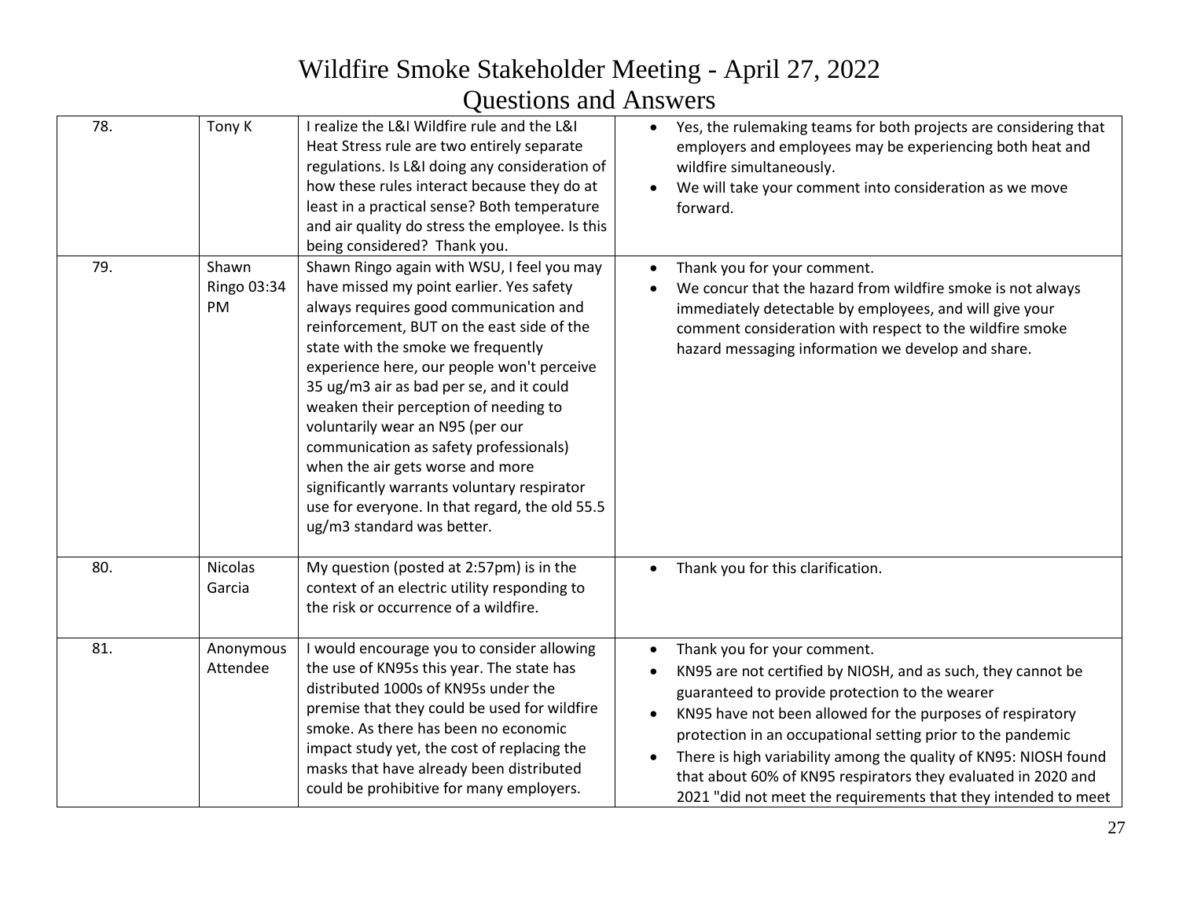# Wildfire Smoke Stakeholder Meeting - April 27, 2022

# Questions and Answers

| | | | |
|---|---|---|---|
| 78. | Tony K | I realize the L&I Wildfire rule and the L&I Heat Stress rule are two entirely separate regulations. Is L&I doing any consideration of how these rules interact because they do at least in a practical sense? Both temperature and air quality do stress the employee. Is this being considered? Thank you. | • Yes, the rulemaking teams for both projects are considering that employers and employees may be experiencing both heat and wildfire simultaneously.<br>• We will take your comment into consideration as we move forward. |
| 79. | Shawn Ringo 03:34 PM | Shawn Ringo again with WSU, I feel you may have missed my point earlier. Yes safety always requires good communication and reinforcement, BUT on the east side of the state with the smoke we frequently experience here, our people won't perceive 35 ug/m3 air as bad per se, and it could weaken their perception of needing to voluntarily wear an N95 (per our communication as safety professionals) when the air gets worse and more significantly warrants voluntary respirator use for everyone. In that regard, the old 55.5 ug/m3 standard was better. | • Thank you for your comment.<br>• We concur that the hazard from wildfire smoke is not always immediately detectable by employees, and will give your comment consideration with respect to the wildfire smoke hazard messaging information we develop and share. |
| 80. | Nicolas Garcia | My question (posted at 2:57pm) is in the context of an electric utility responding to the risk or occurrence of a wildfire. | • Thank you for this clarification. |
| 81. | Anonymous Attendee | I would encourage you to consider allowing the use of KN95s this year. The state has distributed 1000s of KN95s under the premise that they could be used for wildfire smoke. As there has been no economic impact study yet, the cost of replacing the masks that have already been distributed could be prohibitive for many employers. | • Thank you for your comment.<br>• KN95 are not certified by NIOSH, and as such, they cannot be guaranteed to provide protection to the wearer<br>• KN95 have not been allowed for the purposes of respiratory protection in an occupational setting prior to the pandemic<br>• There is high variability among the quality of KN95: NIOSH found that about 60% of KN95 respirators they evaluated in 2020 and 2021 "did not meet the requirements that they intended to meet |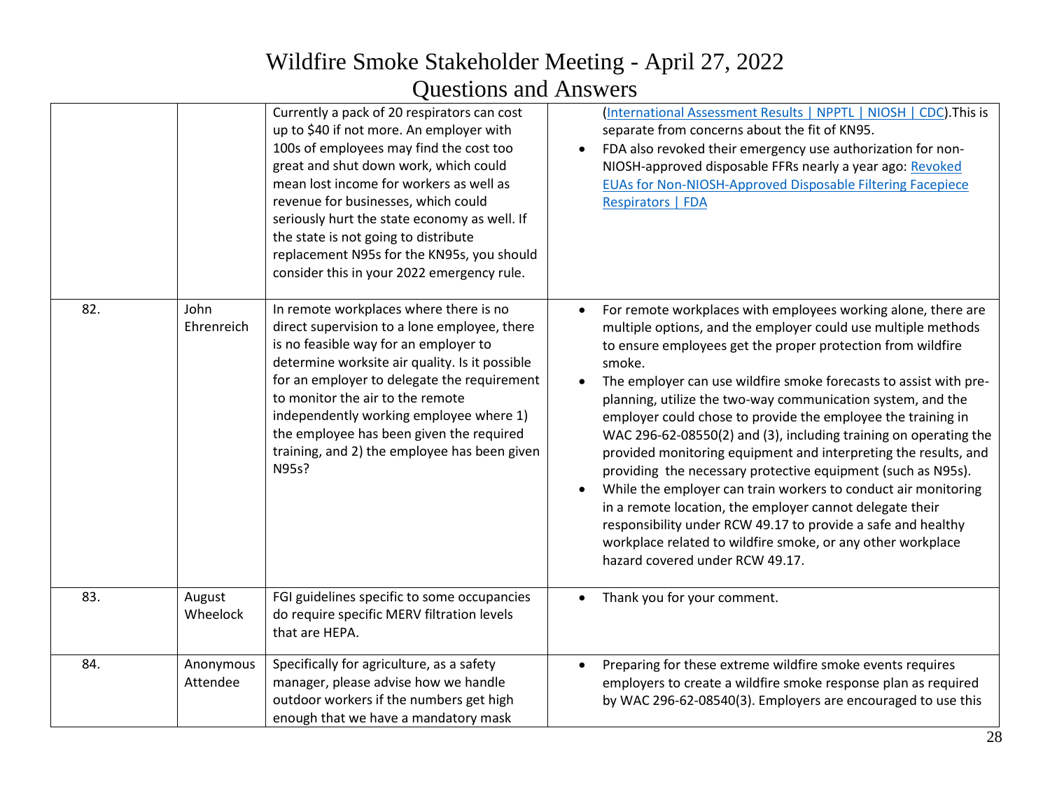# Wildfire Smoke Stakeholder Meeting - April 27, 2022

## Questions and Answers

| | | | |
|---|---|---|---|
| | | Currently a pack of 20 respirators can cost up to $40 if not more. An employer with 100s of employees may find the cost too great and shut down work, which could mean lost income for workers as well as revenue for businesses, which could seriously hurt the state economy as well. If the state is not going to distribute replacement N95s for the KN95s, you should consider this in your 2022 emergency rule. | (International Assessment Results \| NPPTL \| NIOSH \| CDC).This is separate from concerns about the fit of KN95.<br>• FDA also revoked their emergency use authorization for non-NIOSH-approved disposable FFRs nearly a year ago: Revoked EUAs for Non-NIOSH-Approved Disposable Filtering Facepiece Respirators \| FDA |
| 82. | John Ehrenreich | In remote workplaces where there is no direct supervision to a lone employee, there is no feasible way for an employer to determine worksite air quality. Is it possible for an employer to delegate the requirement to monitor the air to the remote independently working employee where 1) the employee has been given the required training, and 2) the employee has been given N95s? | • For remote workplaces with employees working alone, there are multiple options, and the employer could use multiple methods to ensure employees get the proper protection from wildfire smoke.<br>• The employer can use wildfire smoke forecasts to assist with pre-planning, utilize the two-way communication system, and the employer could chose to provide the employee the training in WAC 296-62-08550(2) and (3), including training on operating the provided monitoring equipment and interpreting the results, and providing the necessary protective equipment (such as N95s).<br>• While the employer can train workers to conduct air monitoring in a remote location, the employer cannot delegate their responsibility under RCW 49.17 to provide a safe and healthy workplace related to wildfire smoke, or any other workplace hazard covered under RCW 49.17. |
| 83. | August Wheelock | FGI guidelines specific to some occupancies do require specific MERV filtration levels that are HEPA. | • Thank you for your comment. |
| 84. | Anonymous Attendee | Specifically for agriculture, as a safety manager, please advise how we handle outdoor workers if the numbers get high enough that we have a mandatory mask | • Preparing for these extreme wildfire smoke events requires employers to create a wildfire smoke response plan as required by WAC 296-62-08540(3). Employers are encouraged to use this |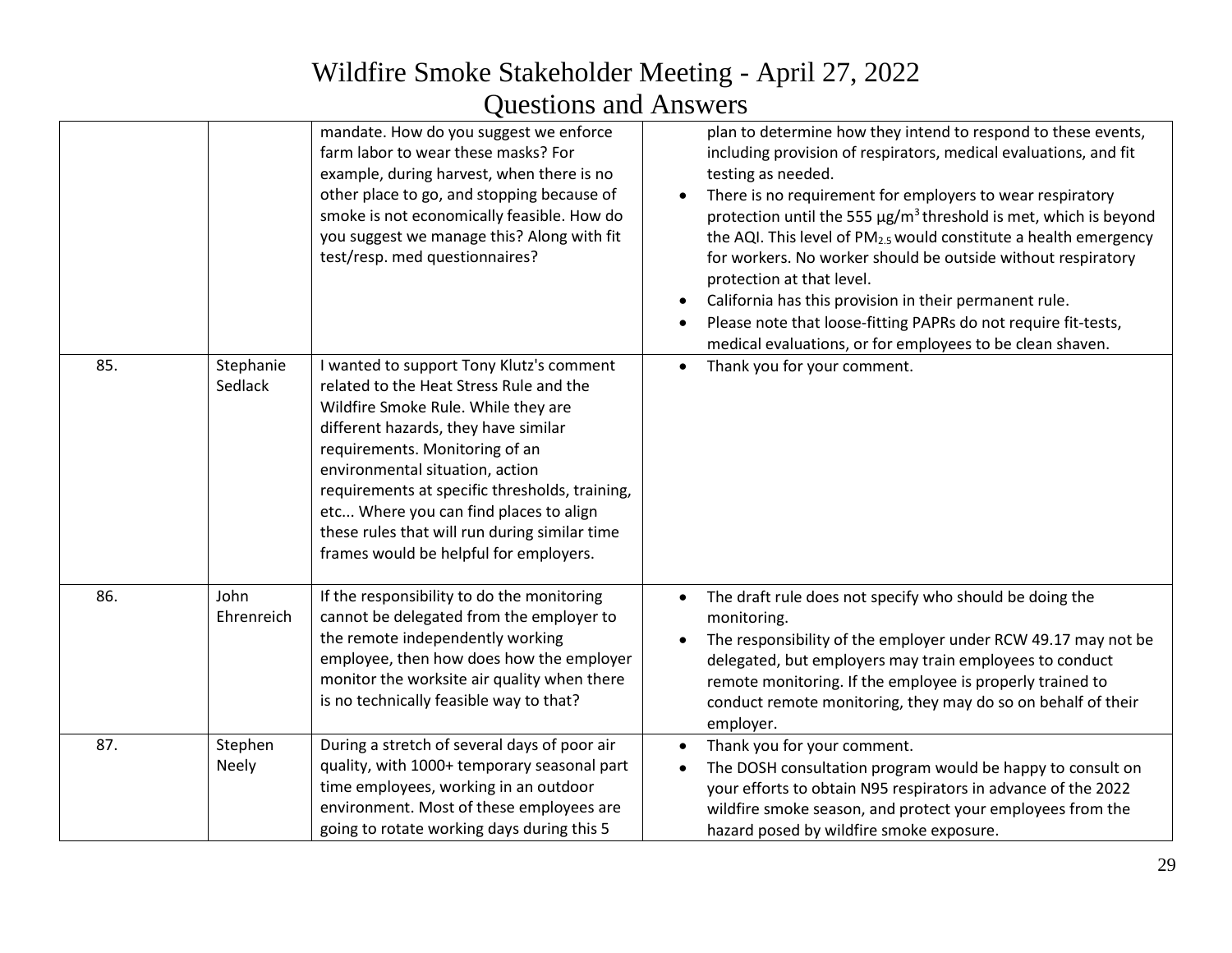# Wildfire Smoke Stakeholder Meeting - April 27, 2022

## Questions and Answers

| | | | |
|---|---|---|---|
| | | mandate. How do you suggest we enforce farm labor to wear these masks? For example, during harvest, when there is no other place to go, and stopping because of smoke is not economically feasible. How do you suggest we manage this? Along with fit test/resp. med questionnaires? | plan to determine how they intend to respond to these events, including provision of respirators, medical evaluations, and fit testing as needed.<br>• There is no requirement for employers to wear respiratory protection until the 555 µg/m³ threshold is met, which is beyond the AQI. This level of $PM_{2.5}$ would constitute a health emergency for workers. No worker should be outside without respiratory protection at that level.<br>• California has this provision in their permanent rule.<br>• Please note that loose-fitting PAPRs do not require fit-tests, medical evaluations, or for employees to be clean shaven. |
| 85. | Stephanie Sedlack | I wanted to support Tony Klutz's comment related to the Heat Stress Rule and the Wildfire Smoke Rule. While they are different hazards, they have similar requirements. Monitoring of an environmental situation, action requirements at specific thresholds, training, etc... Where you can find places to align these rules that will run during similar time frames would be helpful for employers. | • Thank you for your comment. |
| 86. | John Ehrenreich | If the responsibility to do the monitoring cannot be delegated from the employer to the remote independently working employee, then how does how the employer monitor the worksite air quality when there is no technically feasible way to that? | • The draft rule does not specify who should be doing the monitoring.<br>• The responsibility of the employer under RCW 49.17 may not be delegated, but employers may train employees to conduct remote monitoring. If the employee is properly trained to conduct remote monitoring, they may do so on behalf of their employer. |
| 87. | Stephen Neely | During a stretch of several days of poor air quality, with 1000+ temporary seasonal part time employees, working in an outdoor environment. Most of these employees are going to rotate working days during this 5 | • Thank you for your comment.<br>• The DOSH consultation program would be happy to consult on your efforts to obtain N95 respirators in advance of the 2022 wildfire smoke season, and protect your employees from the hazard posed by wildfire smoke exposure. |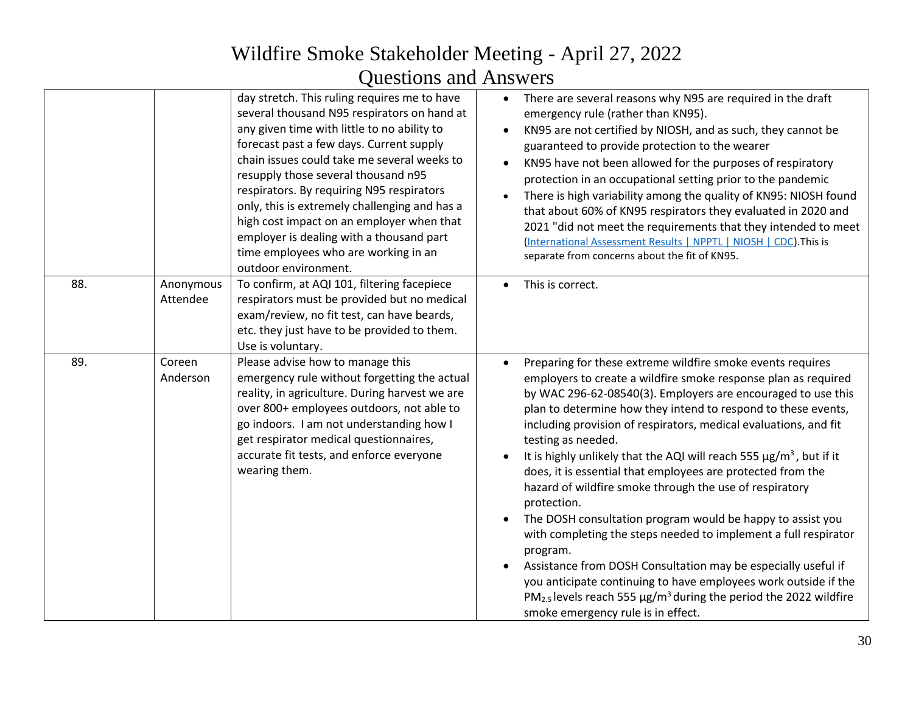# Wildfire Smoke Stakeholder Meeting - April 27, 2022

## Questions and Answers

| | | | |
|---|---|---|---|
| | | day stretch. This ruling requires me to have several thousand N95 respirators on hand at any given time with little to no ability to forecast past a few days. Current supply chain issues could take me several weeks to resupply those several thousand n95 respirators. By requiring N95 respirators only, this is extremely challenging and has a high cost impact on an employer when that employer is dealing with a thousand part time employees who are working in an outdoor environment. | • There are several reasons why N95 are required in the draft emergency rule (rather than KN95).<br>• KN95 are not certified by NIOSH, and as such, they cannot be guaranteed to provide protection to the wearer<br>• KN95 have not been allowed for the purposes of respiratory protection in an occupational setting prior to the pandemic<br>• There is high variability among the quality of KN95: NIOSH found that about 60% of KN95 respirators they evaluated in 2020 and 2021 "did not meet the requirements that they intended to meet (International Assessment Results \| NPPTL \| NIOSH \| CDC).This is separate from concerns about the fit of KN95. |
| 88. | Anonymous Attendee | To confirm, at AQI 101, filtering facepiece respirators must be provided but no medical exam/review, no fit test, can have beards, etc. they just have to be provided to them. Use is voluntary. | • This is correct. |
| 89. | Coreen Anderson | Please advise how to manage this emergency rule without forgetting the actual reality, in agriculture. During harvest we are over 800+ employees outdoors, not able to go indoors. I am not understanding how I get respirator medical questionnaires, accurate fit tests, and enforce everyone wearing them. | • Preparing for these extreme wildfire smoke events requires employers to create a wildfire smoke response plan as required by WAC 296-62-08540(3). Employers are encouraged to use this plan to determine how they intend to respond to these events, including provision of respirators, medical evaluations, and fit testing as needed.<br>• It is highly unlikely that the AQI will reach 555 $\mu g/m^3$, but if it does, it is essential that employees are protected from the hazard of wildfire smoke through the use of respiratory protection.<br>• The DOSH consultation program would be happy to assist you with completing the steps needed to implement a full respirator program.<br>• Assistance from DOSH Consultation may be especially useful if you anticipate continuing to have employees work outside if the $PM_{2.5}$ levels reach 555 $\mu g/m^3$ during the period the 2022 wildfire smoke emergency rule is in effect. |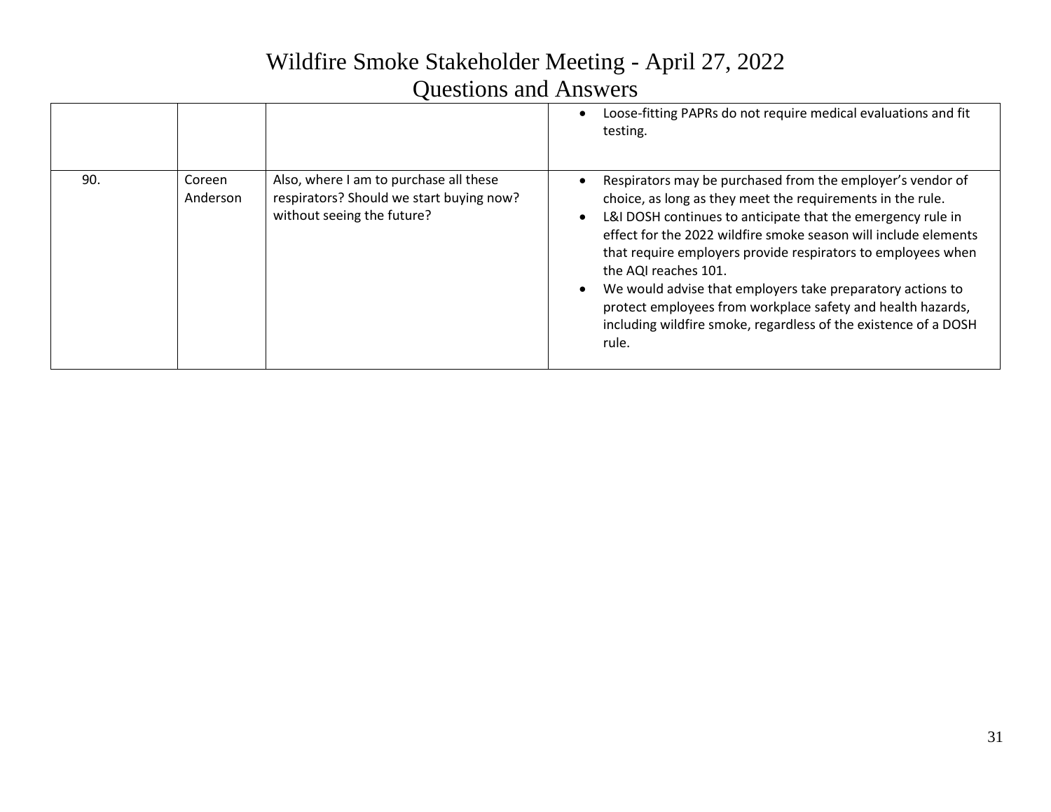# Wildfire Smoke Stakeholder Meeting - April 27, 2022
## Questions and Answers

| | | | |
|---|---|---|---|
| | | | • Loose-fitting PAPRs do not require medical evaluations and fit testing. |
| 90. | Coreen Anderson | Also, where I am to purchase all these respirators? Should we start buying now? without seeing the future? | • Respirators may be purchased from the employer's vendor of choice, as long as they meet the requirements in the rule.<br>• L&I DOSH continues to anticipate that the emergency rule in effect for the 2022 wildfire smoke season will include elements that require employers provide respirators to employees when the AQI reaches 101.<br>• We would advise that employers take preparatory actions to protect employees from workplace safety and health hazards, including wildfire smoke, regardless of the existence of a DOSH rule. |